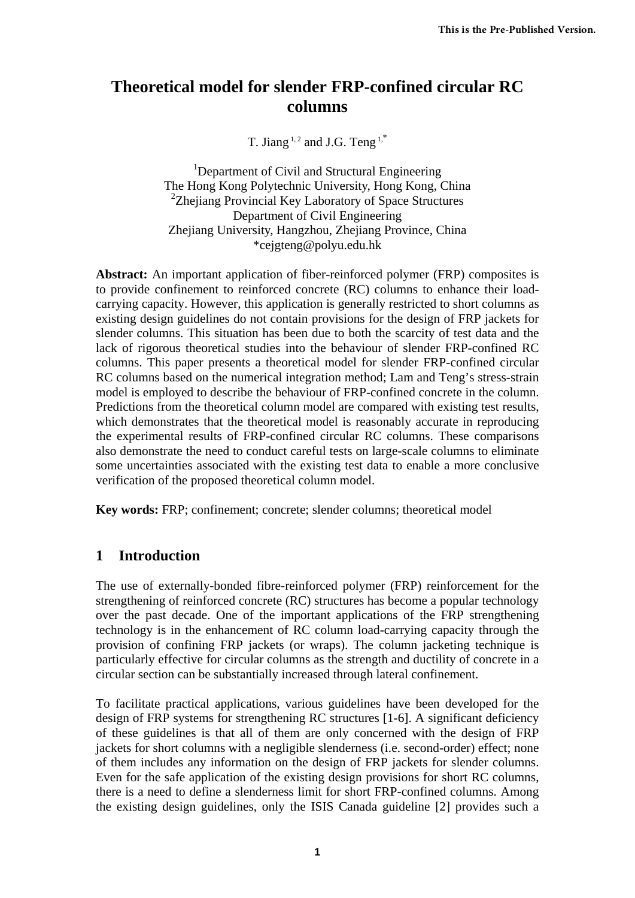# Theoretical model for slender FRP-confined circular RC columns

T. Jiang [1, 2] and J.G. Teng [1,*]

[1]Department of Civil and Structural Engineering
The Hong Kong Polytechnic University, Hong Kong, China
[2]Zhejiang Provincial Key Laboratory of Space Structures
Department of Civil Engineering
Zhejiang University, Hangzhou, Zhejiang Province, China
*cejgteng@polyu.edu.hk

**Abstract:** An important application of fiber-reinforced polymer (FRP) composites is to provide confinement to reinforced concrete (RC) columns to enhance their load-carrying capacity. However, this application is generally restricted to short columns as existing design guidelines do not contain provisions for the design of FRP jackets for slender columns. This situation has been due to both the scarcity of test data and the lack of rigorous theoretical studies into the behaviour of slender FRP-confined RC columns. This paper presents a theoretical model for slender FRP-confined circular RC columns based on the numerical integration method; Lam and Teng's stress-strain model is employed to describe the behaviour of FRP-confined concrete in the column. Predictions from the theoretical column model are compared with existing test results, which demonstrates that the theoretical model is reasonably accurate in reproducing the experimental results of FRP-confined circular RC columns. These comparisons also demonstrate the need to conduct careful tests on large-scale columns to eliminate some uncertainties associated with the existing test data to enable a more conclusive verification of the proposed theoretical column model.

**Key words:** FRP; confinement; concrete; slender columns; theoretical model

## 1 Introduction

The use of externally-bonded fibre-reinforced polymer (FRP) reinforcement for the strengthening of reinforced concrete (RC) structures has become a popular technology over the past decade. One of the important applications of the FRP strengthening technology is in the enhancement of RC column load-carrying capacity through the provision of confining FRP jackets (or wraps). The column jacketing technique is particularly effective for circular columns as the strength and ductility of concrete in a circular section can be substantially increased through lateral confinement.

To facilitate practical applications, various guidelines have been developed for the design of FRP systems for strengthening RC structures [1-6]. A significant deficiency of these guidelines is that all of them are only concerned with the design of FRP jackets for short columns with a negligible slenderness (i.e. second-order) effect; none of them includes any information on the design of FRP jackets for slender columns. Even for the safe application of the existing design provisions for short RC columns, there is a need to define a slenderness limit for short FRP-confined columns. Among the existing design guidelines, only the ISIS Canada guideline [2] provides such a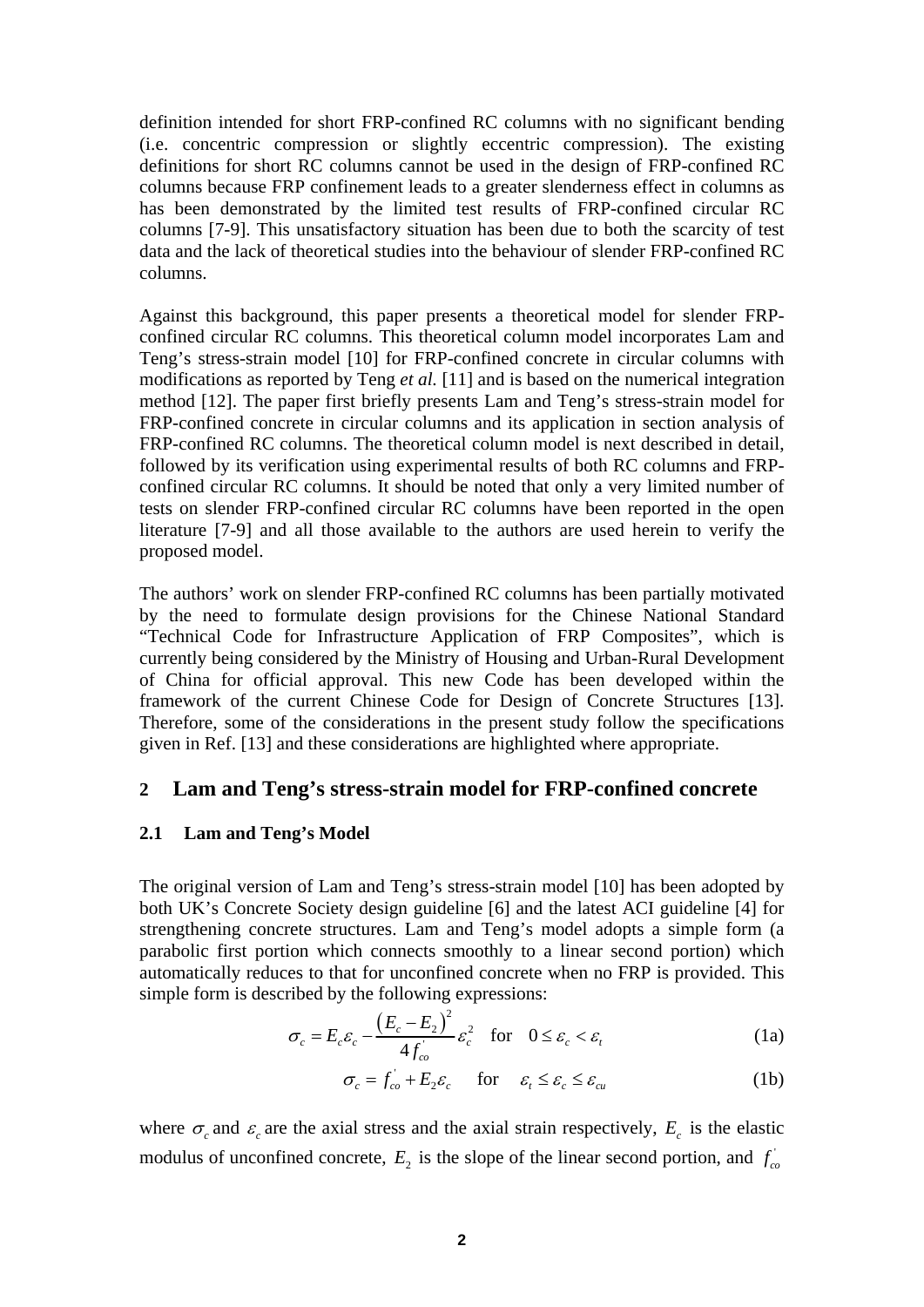definition intended for short FRP-confined RC columns with no significant bending (i.e. concentric compression or slightly eccentric compression). The existing definitions for short RC columns cannot be used in the design of FRP-confined RC columns because FRP confinement leads to a greater slenderness effect in columns as has been demonstrated by the limited test results of FRP-confined circular RC columns [7-9]. This unsatisfactory situation has been due to both the scarcity of test data and the lack of theoretical studies into the behaviour of slender FRP-confined RC columns.

Against this background, this paper presents a theoretical model for slender FRP-confined circular RC columns. This theoretical column model incorporates Lam and Teng's stress-strain model [10] for FRP-confined concrete in circular columns with modifications as reported by Teng *et al.* [11] and is based on the numerical integration method [12]. The paper first briefly presents Lam and Teng's stress-strain model for FRP-confined concrete in circular columns and its application in section analysis of FRP-confined RC columns. The theoretical column model is next described in detail, followed by its verification using experimental results of both RC columns and FRP-confined circular RC columns. It should be noted that only a very limited number of tests on slender FRP-confined circular RC columns have been reported in the open literature [7-9] and all those available to the authors are used herein to verify the proposed model.

The authors' work on slender FRP-confined RC columns has been partially motivated by the need to formulate design provisions for the Chinese National Standard "Technical Code for Infrastructure Application of FRP Composites", which is currently being considered by the Ministry of Housing and Urban-Rural Development of China for official approval. This new Code has been developed within the framework of the current Chinese Code for Design of Concrete Structures [13]. Therefore, some of the considerations in the present study follow the specifications given in Ref. [13] and these considerations are highlighted where appropriate.

## 2 Lam and Teng's stress-strain model for FRP-confined concrete

### 2.1 Lam and Teng's Model

The original version of Lam and Teng's stress-strain model [10] has been adopted by both UK's Concrete Society design guideline [6] and the latest ACI guideline [4] for strengthening concrete structures. Lam and Teng's model adopts a simple form (a parabolic first portion which connects smoothly to a linear second portion) which automatically reduces to that for unconfined concrete when no FRP is provided. This simple form is described by the following expressions:

$$\sigma_c = E_c\varepsilon_c - \frac{\left(E_c - E_2\right)^2}{4 f_{co}^{'}}\varepsilon_c^2 \quad \text{for} \quad 0 \le \varepsilon_c < \varepsilon_t \tag{1a}$$

$$\sigma_c = f_{co}^{'} + E_2\varepsilon_c \quad \text{for} \quad \varepsilon_t \le \varepsilon_c \le \varepsilon_{cu} \tag{1b}$$

where $\sigma_c$ and $\varepsilon_c$ are the axial stress and the axial strain respectively, $E_c$ is the elastic modulus of unconfined concrete, $E_2$ is the slope of the linear second portion, and $f_{co}^{'}$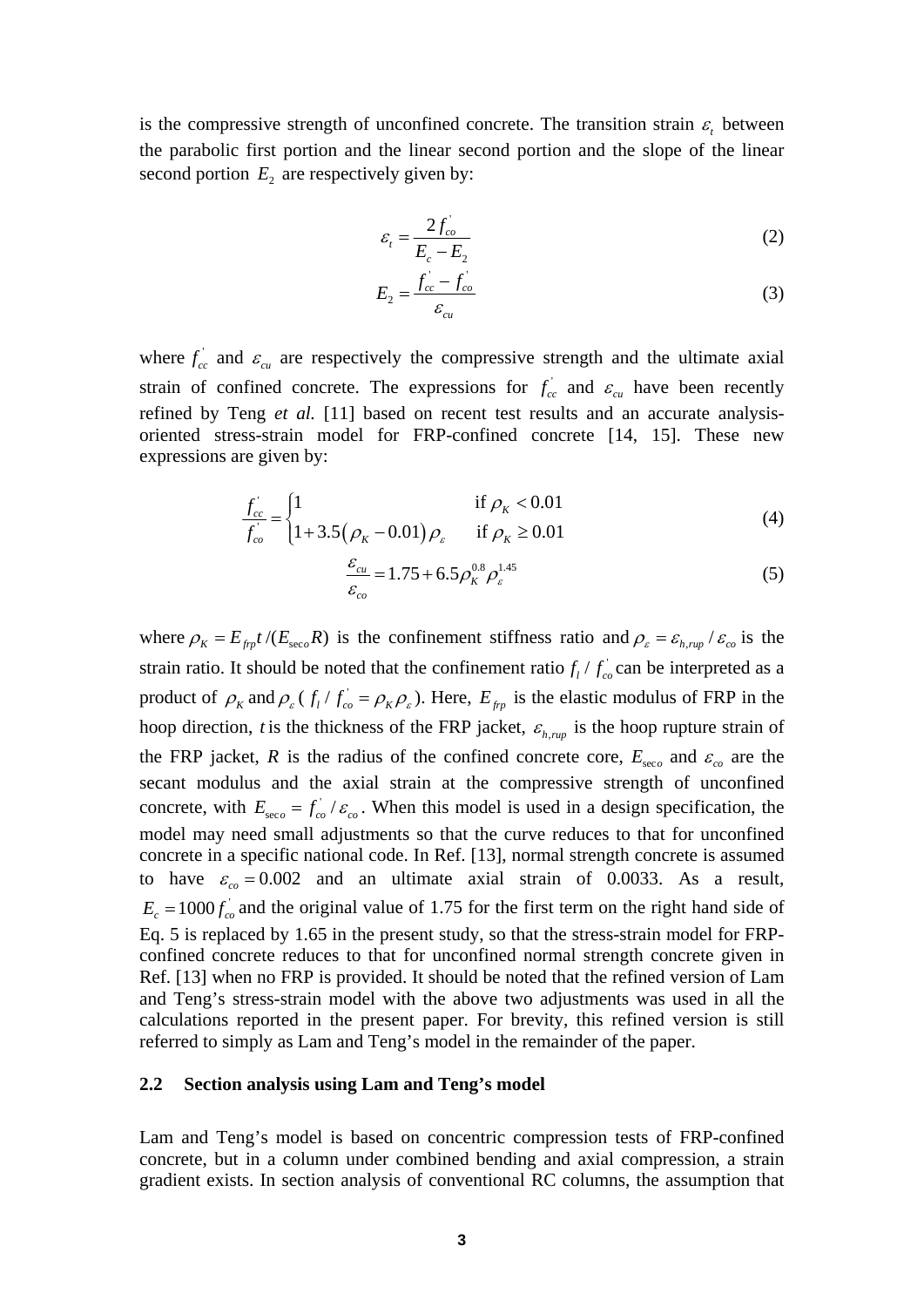is the compressive strength of unconfined concrete. The transition strain $\varepsilon_t$ between the parabolic first portion and the linear second portion and the slope of the linear second portion $E_2$ are respectively given by:

$$\varepsilon_t = \frac{2 f_{co}^{'}}{E_c - E_2} \tag{2}$$

$$E_2 = \frac{f_{cc}^{'} - f_{co}^{'}}{\varepsilon_{cu}} \tag{3}$$

where $f_{cc}^{'}$ and $\varepsilon_{cu}$ are respectively the compressive strength and the ultimate axial strain of confined concrete. The expressions for $f_{cc}^{'}$ and $\varepsilon_{cu}$ have been recently refined by Teng *et al.* [11] based on recent test results and an accurate analysis-oriented stress-strain model for FRP-confined concrete [14, 15]. These new expressions are given by:

$$\frac{f_{cc}^{'}}{f_{co}^{'}} = \begin{cases} 1 & \text{if } \rho_K < 0.01 \\ 1 + 3.5\left(\rho_K - 0.01\right)\rho_\varepsilon & \text{if } \rho_K \geq 0.01 \end{cases} \tag{4}$$

$$\frac{\varepsilon_{cu}}{\varepsilon_{co}} = 1.75 + 6.5 \rho_K^{0.8} \rho_\varepsilon^{1.45} \tag{5}$$

where $\rho_K = E_{frp} t / (E_{seco} R)$ is the confinement stiffness ratio and $\rho_\varepsilon = \varepsilon_{h,rup} / \varepsilon_{co}$ is the strain ratio. It should be noted that the confinement ratio $f_l / f_{co}^{'}$ can be interpreted as a product of $\rho_K$ and $\rho_\varepsilon$ ( $f_l / f_{co}^{'} = \rho_K \rho_\varepsilon$ ). Here, $E_{frp}$ is the elastic modulus of FRP in the hoop direction, $t$ is the thickness of the FRP jacket, $\varepsilon_{h,rup}$ is the hoop rupture strain of the FRP jacket, $R$ is the radius of the confined concrete core, $E_{seco}$ and $\varepsilon_{co}$ are the secant modulus and the axial strain at the compressive strength of unconfined concrete, with $E_{seco} = f_{co}^{'} / \varepsilon_{co}$. When this model is used in a design specification, the model may need small adjustments so that the curve reduces to that for unconfined concrete in a specific national code. In Ref. [13], normal strength concrete is assumed to have $\varepsilon_{co} = 0.002$ and an ultimate axial strain of 0.0033. As a result, $E_c = 1000 f_{co}^{'}$ and the original value of 1.75 for the first term on the right hand side of Eq. 5 is replaced by 1.65 in the present study, so that the stress-strain model for FRP-confined concrete reduces to that for unconfined normal strength concrete given in Ref. [13] when no FRP is provided. It should be noted that the refined version of Lam and Teng's stress-strain model with the above two adjustments was used in all the calculations reported in the present paper. For brevity, this refined version is still referred to simply as Lam and Teng's model in the remainder of the paper.

### 2.2 Section analysis using Lam and Teng's model

Lam and Teng's model is based on concentric compression tests of FRP-confined concrete, but in a column under combined bending and axial compression, a strain gradient exists. In section analysis of conventional RC columns, the assumption that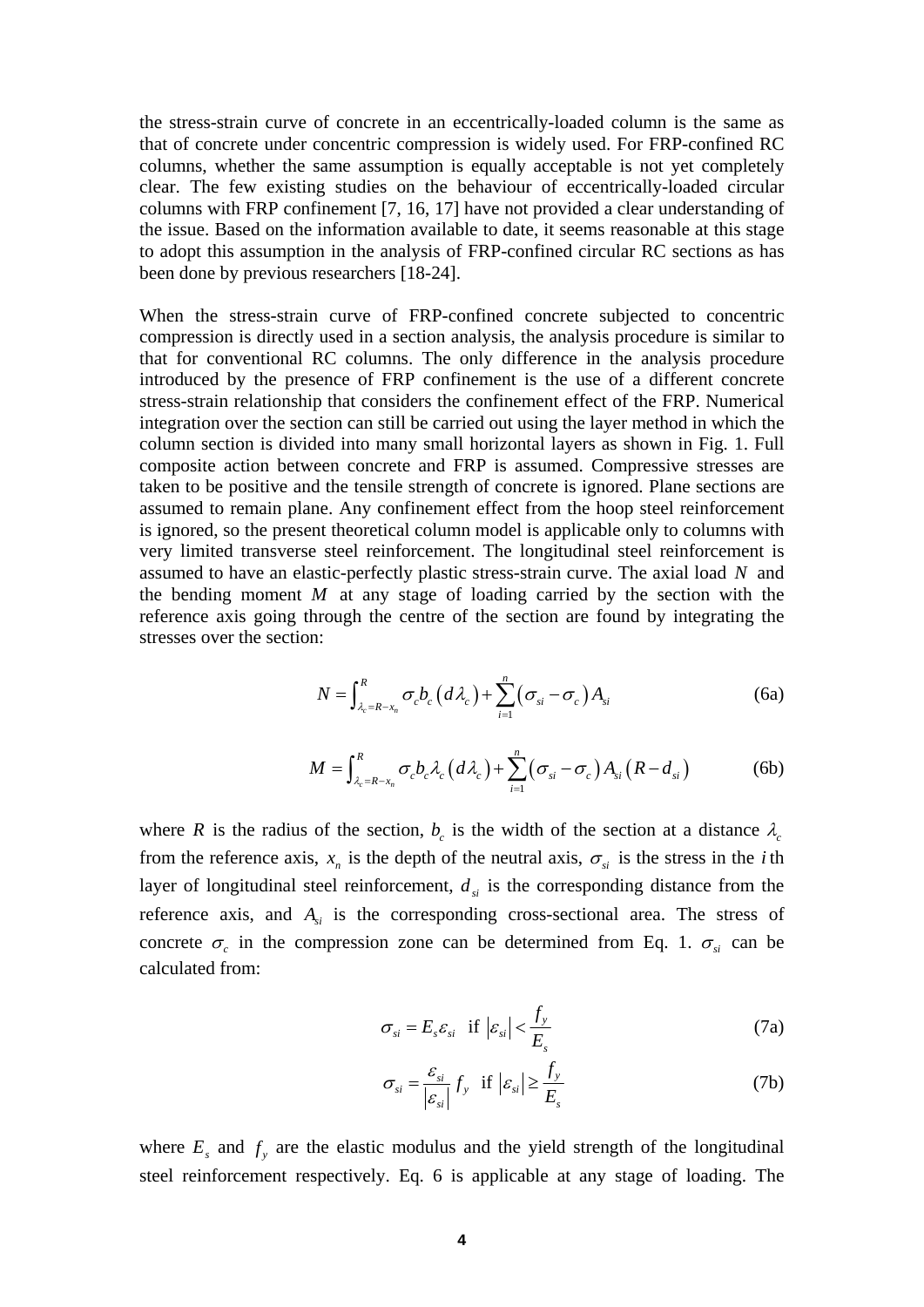the stress-strain curve of concrete in an eccentrically-loaded column is the same as that of concrete under concentric compression is widely used. For FRP-confined RC columns, whether the same assumption is equally acceptable is not yet completely clear. The few existing studies on the behaviour of eccentrically-loaded circular columns with FRP confinement [7, 16, 17] have not provided a clear understanding of the issue. Based on the information available to date, it seems reasonable at this stage to adopt this assumption in the analysis of FRP-confined circular RC sections as has been done by previous researchers [18-24].

When the stress-strain curve of FRP-confined concrete subjected to concentric compression is directly used in a section analysis, the analysis procedure is similar to that for conventional RC columns. The only difference in the analysis procedure introduced by the presence of FRP confinement is the use of a different concrete stress-strain relationship that considers the confinement effect of the FRP. Numerical integration over the section can still be carried out using the layer method in which the column section is divided into many small horizontal layers as shown in Fig. 1. Full composite action between concrete and FRP is assumed. Compressive stresses are taken to be positive and the tensile strength of concrete is ignored. Plane sections are assumed to remain plane. Any confinement effect from the hoop steel reinforcement is ignored, so the present theoretical column model is applicable only to columns with very limited transverse steel reinforcement. The longitudinal steel reinforcement is assumed to have an elastic-perfectly plastic stress-strain curve. The axial load $N$ and the bending moment $M$ at any stage of loading carried by the section with the reference axis going through the centre of the section are found by integrating the stresses over the section:

$$N = \int_{\lambda_c = R - x_n}^{R} \sigma_c b_c \left( d\lambda_c \right) + \sum_{i=1}^{n} \left( \sigma_{si} - \sigma_c \right) A_{si} \tag{6a}$$

$$M = \int_{\lambda_c = R - x_n}^{R} \sigma_c b_c \lambda_c \left( d\lambda_c \right) + \sum_{i=1}^{n} \left( \sigma_{si} - \sigma_c \right) A_{si} \left( R - d_{si} \right) \tag{6b}$$

where $R$ is the radius of the section, $b_c$ is the width of the section at a distance $\lambda_c$ from the reference axis, $x_n$ is the depth of the neutral axis, $\sigma_{si}$ is the stress in the $i$th layer of longitudinal steel reinforcement, $d_{si}$ is the corresponding distance from the reference axis, and $A_{si}$ is the corresponding cross-sectional area. The stress of concrete $\sigma_c$ in the compression zone can be determined from Eq. 1. $\sigma_{si}$ can be calculated from:

$$\sigma_{si} = E_s \varepsilon_{si} \quad \text{if } \left| \varepsilon_{si} \right| < \frac{f_y}{E_s} \tag{7a}$$

$$\sigma_{si} = \frac{\varepsilon_{si}}{\left| \varepsilon_{si} \right|} f_y \quad \text{if } \left| \varepsilon_{si} \right| \geq \frac{f_y}{E_s} \tag{7b}$$

where $E_s$ and $f_y$ are the elastic modulus and the yield strength of the longitudinal steel reinforcement respectively. Eq. 6 is applicable at any stage of loading. The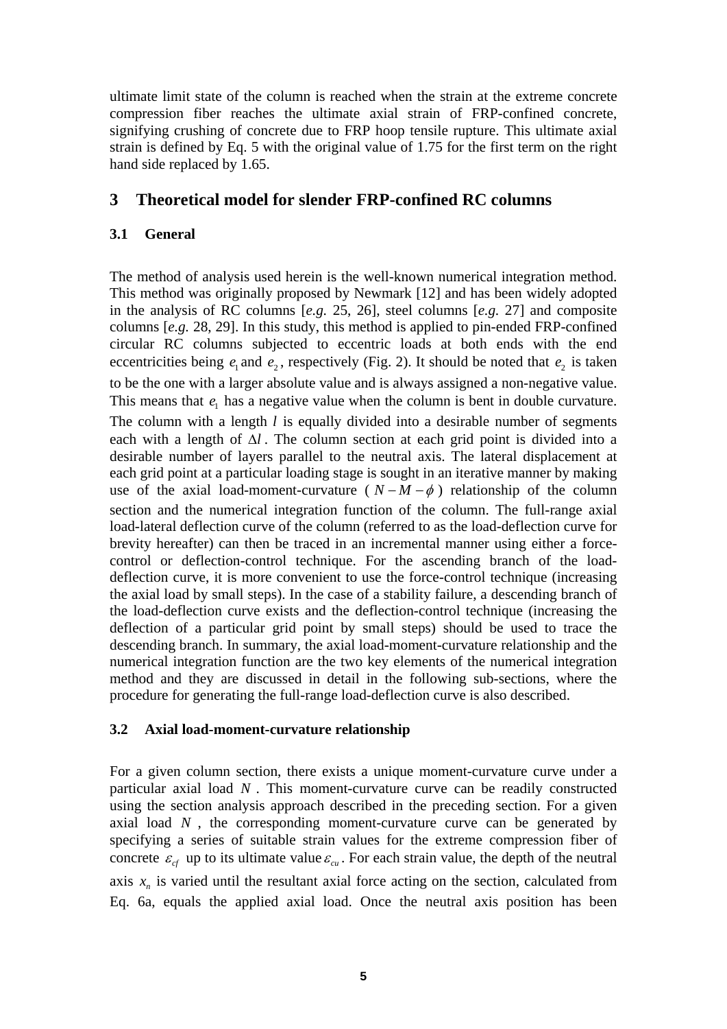ultimate limit state of the column is reached when the strain at the extreme concrete compression fiber reaches the ultimate axial strain of FRP-confined concrete, signifying crushing of concrete due to FRP hoop tensile rupture. This ultimate axial strain is defined by Eq. 5 with the original value of 1.75 for the first term on the right hand side replaced by 1.65.

## 3 Theoretical model for slender FRP-confined RC columns

### 3.1 General

The method of analysis used herein is the well-known numerical integration method. This method was originally proposed by Newmark [12] and has been widely adopted in the analysis of RC columns [*e.g.* 25, 26], steel columns [*e.g.* 27] and composite columns [*e.g.* 28, 29]. In this study, this method is applied to pin-ended FRP-confined circular RC columns subjected to eccentric loads at both ends with the end eccentricities being $e_1$ and $e_2$, respectively (Fig. 2). It should be noted that $e_2$ is taken to be the one with a larger absolute value and is always assigned a non-negative value. This means that $e_1$ has a negative value when the column is bent in double curvature. The column with a length $l$ is equally divided into a desirable number of segments each with a length of $\Delta l$. The column section at each grid point is divided into a desirable number of layers parallel to the neutral axis. The lateral displacement at each grid point at a particular loading stage is sought in an iterative manner by making use of the axial load-moment-curvature ($N-M-\phi$) relationship of the column section and the numerical integration function of the column. The full-range axial load-lateral deflection curve of the column (referred to as the load-deflection curve for brevity hereafter) can then be traced in an incremental manner using either a force-control or deflection-control technique. For the ascending branch of the load-deflection curve, it is more convenient to use the force-control technique (increasing the axial load by small steps). In the case of a stability failure, a descending branch of the load-deflection curve exists and the deflection-control technique (increasing the deflection of a particular grid point by small steps) should be used to trace the descending branch. In summary, the axial load-moment-curvature relationship and the numerical integration function are the two key elements of the numerical integration method and they are discussed in detail in the following sub-sections, where the procedure for generating the full-range load-deflection curve is also described.

### 3.2 Axial load-moment-curvature relationship

For a given column section, there exists a unique moment-curvature curve under a particular axial load $N$. This moment-curvature curve can be readily constructed using the section analysis approach described in the preceding section. For a given axial load $N$, the corresponding moment-curvature curve can be generated by specifying a series of suitable strain values for the extreme compression fiber of concrete $\varepsilon_{cf}$ up to its ultimate value $\varepsilon_{cu}$. For each strain value, the depth of the neutral axis $x_n$ is varied until the resultant axial force acting on the section, calculated from Eq. 6a, equals the applied axial load. Once the neutral axis position has been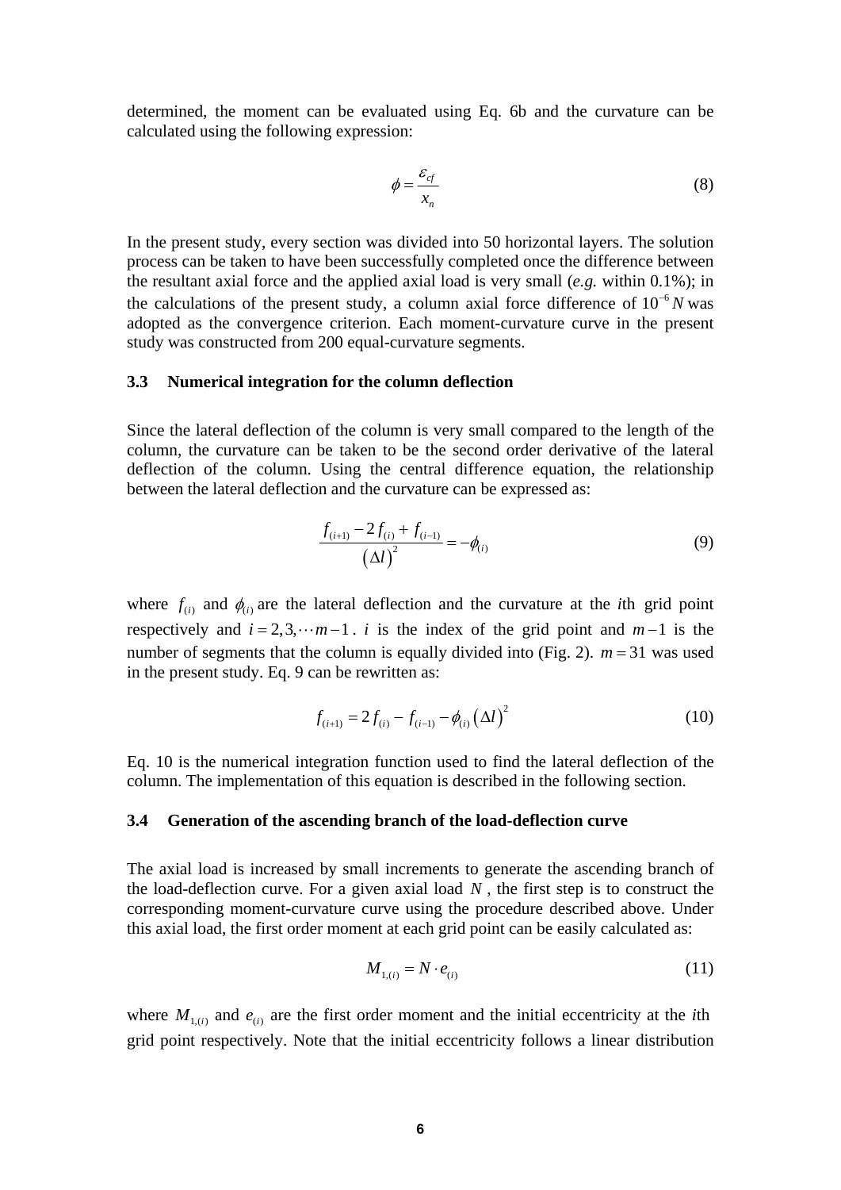determined, the moment can be evaluated using Eq. 6b and the curvature can be calculated using the following expression:

$$\phi = \frac{\varepsilon_{cf}}{x_n} \tag{8}$$

In the present study, every section was divided into 50 horizontal layers. The solution process can be taken to have been successfully completed once the difference between the resultant axial force and the applied axial load is very small (*e.g.* within 0.1%); in the calculations of the present study, a column axial force difference of $10^{-6}\,N$ was adopted as the convergence criterion. Each moment-curvature curve in the present study was constructed from 200 equal-curvature segments.

### 3.3 Numerical integration for the column deflection

Since the lateral deflection of the column is very small compared to the length of the column, the curvature can be taken to be the second order derivative of the lateral deflection of the column. Using the central difference equation, the relationship between the lateral deflection and the curvature can be expressed as:

$$\frac{f_{(i+1)} - 2f_{(i)} + f_{(i-1)}}{(\Delta l)^2} = -\phi_{(i)} \tag{9}$$

where $f_{(i)}$ and $\phi_{(i)}$ are the lateral deflection and the curvature at the *i*th grid point respectively and $i = 2, 3, \cdots m-1$. $i$ is the index of the grid point and $m-1$ is the number of segments that the column is equally divided into (Fig. 2). $m = 31$ was used in the present study. Eq. 9 can be rewritten as:

$$f_{(i+1)} = 2f_{(i)} - f_{(i-1)} - \phi_{(i)}(\Delta l)^2 \tag{10}$$

Eq. 10 is the numerical integration function used to find the lateral deflection of the column. The implementation of this equation is described in the following section.

### 3.4 Generation of the ascending branch of the load-deflection curve

The axial load is increased by small increments to generate the ascending branch of the load-deflection curve. For a given axial load $N$, the first step is to construct the corresponding moment-curvature curve using the procedure described above. Under this axial load, the first order moment at each grid point can be easily calculated as:

$$M_{1,(i)} = N \cdot e_{(i)} \tag{11}$$

where $M_{1,(i)}$ and $e_{(i)}$ are the first order moment and the initial eccentricity at the *i*th grid point respectively. Note that the initial eccentricity follows a linear distribution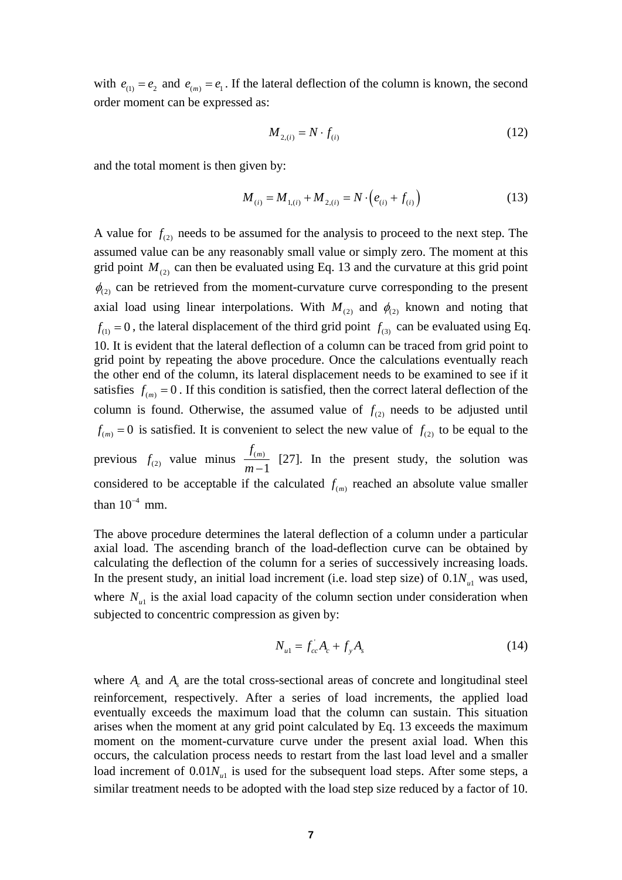with $e_{(1)} = e_2$ and $e_{(m)} = e_1$. If the lateral deflection of the column is known, the second order moment can be expressed as:

$$M_{2,(i)} = N \cdot f_{(i)} \tag{12}$$

and the total moment is then given by:

$$M_{(i)} = M_{1,(i)} + M_{2,(i)} = N \cdot \left( e_{(i)} + f_{(i)} \right) \tag{13}$$

A value for $f_{(2)}$ needs to be assumed for the analysis to proceed to the next step. The assumed value can be any reasonably small value or simply zero. The moment at this grid point $M_{(2)}$ can then be evaluated using Eq. 13 and the curvature at this grid point $\phi_{(2)}$ can be retrieved from the moment-curvature curve corresponding to the present axial load using linear interpolations. With $M_{(2)}$ and $\phi_{(2)}$ known and noting that $f_{(1)} = 0$, the lateral displacement of the third grid point $f_{(3)}$ can be evaluated using Eq. 10. It is evident that the lateral deflection of a column can be traced from grid point to grid point by repeating the above procedure. Once the calculations eventually reach the other end of the column, its lateral displacement needs to be examined to see if it satisfies $f_{(m)} = 0$. If this condition is satisfied, then the correct lateral deflection of the column is found. Otherwise, the assumed value of $f_{(2)}$ needs to be adjusted until $f_{(m)} = 0$ is satisfied. It is convenient to select the new value of $f_{(2)}$ to be equal to the previous $f_{(2)}$ value minus $\frac{f_{(m)}}{m-1}$ [27]. In the present study, the solution was considered to be acceptable if the calculated $f_{(m)}$ reached an absolute value smaller than $10^{-4}$ mm.

The above procedure determines the lateral deflection of a column under a particular axial load. The ascending branch of the load-deflection curve can be obtained by calculating the deflection of the column for a series of successively increasing loads. In the present study, an initial load increment (i.e. load step size) of $0.1N_{u1}$ was used, where $N_{u1}$ is the axial load capacity of the column section under consideration when subjected to concentric compression as given by:

$$N_{u1} = f_{cc}^{'} A_c + f_y A_s \tag{14}$$

where $A_c$ and $A_s$ are the total cross-sectional areas of concrete and longitudinal steel reinforcement, respectively. After a series of load increments, the applied load eventually exceeds the maximum load that the column can sustain. This situation arises when the moment at any grid point calculated by Eq. 13 exceeds the maximum moment on the moment-curvature curve under the present axial load. When this occurs, the calculation process needs to restart from the last load level and a smaller load increment of $0.01N_{u1}$ is used for the subsequent load steps. After some steps, a similar treatment needs to be adopted with the load step size reduced by a factor of 10.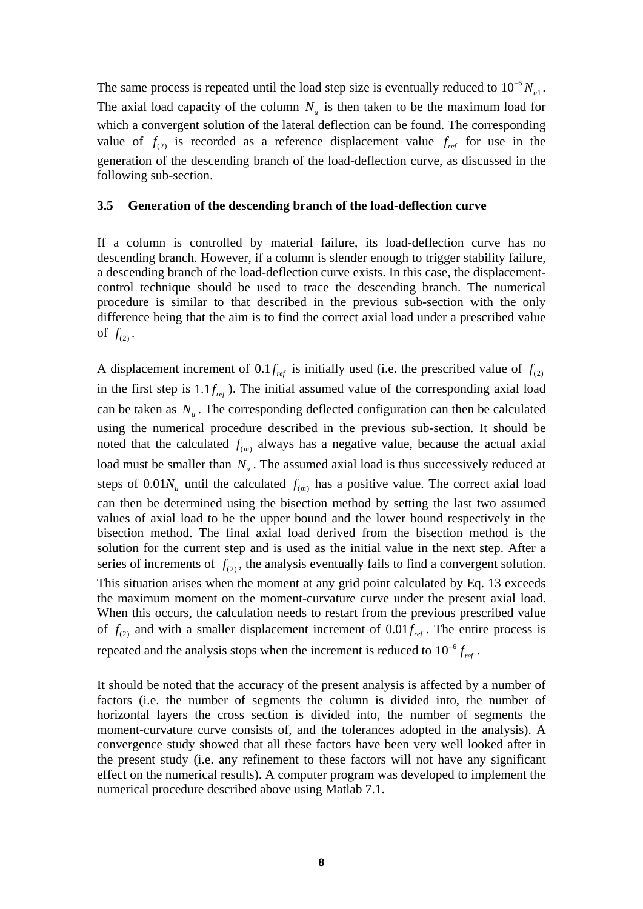The same process is repeated until the load step size is eventually reduced to $10^{-6} N_{u1}$. The axial load capacity of the column $N_u$ is then taken to be the maximum load for which a convergent solution of the lateral deflection can be found. The corresponding value of $f_{(2)}$ is recorded as a reference displacement value $f_{ref}$ for use in the generation of the descending branch of the load-deflection curve, as discussed in the following sub-section.

### 3.5 Generation of the descending branch of the load-deflection curve

If a column is controlled by material failure, its load-deflection curve has no descending branch. However, if a column is slender enough to trigger stability failure, a descending branch of the load-deflection curve exists. In this case, the displacement-control technique should be used to trace the descending branch. The numerical procedure is similar to that described in the previous sub-section with the only difference being that the aim is to find the correct axial load under a prescribed value of $f_{(2)}$.

A displacement increment of $0.1 f_{ref}$ is initially used (i.e. the prescribed value of $f_{(2)}$ in the first step is $1.1 f_{ref}$). The initial assumed value of the corresponding axial load can be taken as $N_u$. The corresponding deflected configuration can then be calculated using the numerical procedure described in the previous sub-section. It should be noted that the calculated $f_{(m)}$ always has a negative value, because the actual axial load must be smaller than $N_u$. The assumed axial load is thus successively reduced at steps of $0.01 N_u$ until the calculated $f_{(m)}$ has a positive value. The correct axial load can then be determined using the bisection method by setting the last two assumed values of axial load to be the upper bound and the lower bound respectively in the bisection method. The final axial load derived from the bisection method is the solution for the current step and is used as the initial value in the next step. After a series of increments of $f_{(2)}$, the analysis eventually fails to find a convergent solution. This situation arises when the moment at any grid point calculated by Eq. 13 exceeds the maximum moment on the moment-curvature curve under the present axial load. When this occurs, the calculation needs to restart from the previous prescribed value of $f_{(2)}$ and with a smaller displacement increment of $0.01 f_{ref}$. The entire process is repeated and the analysis stops when the increment is reduced to $10^{-6} f_{ref}$.

It should be noted that the accuracy of the present analysis is affected by a number of factors (i.e. the number of segments the column is divided into, the number of horizontal layers the cross section is divided into, the number of segments the moment-curvature curve consists of, and the tolerances adopted in the analysis). A convergence study showed that all these factors have been very well looked after in the present study (i.e. any refinement to these factors will not have any significant effect on the numerical results). A computer program was developed to implement the numerical procedure described above using Matlab 7.1.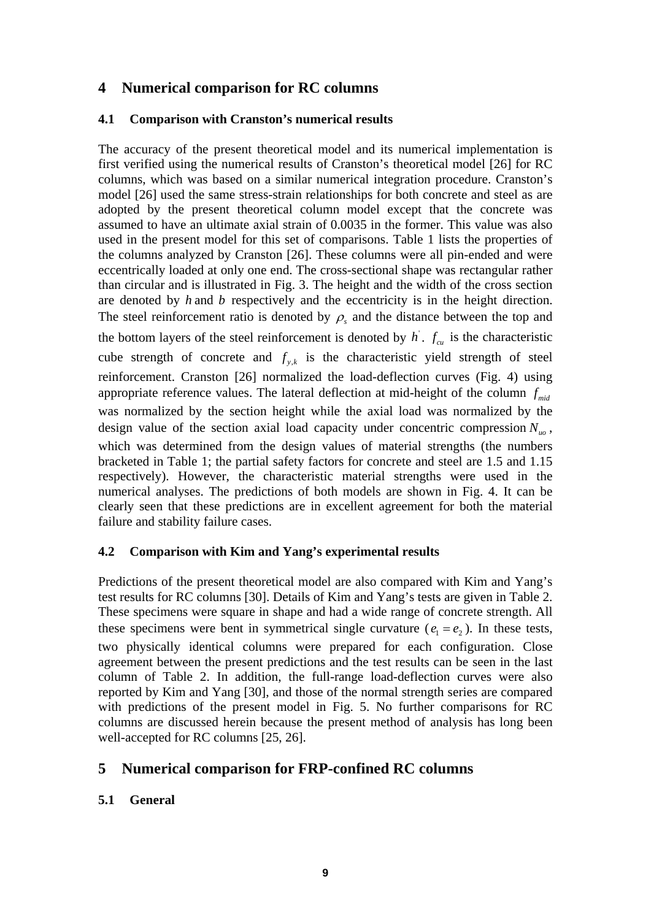## 4 Numerical comparison for RC columns

### 4.1 Comparison with Cranston's numerical results

The accuracy of the present theoretical model and its numerical implementation is first verified using the numerical results of Cranston's theoretical model [26] for RC columns, which was based on a similar numerical integration procedure. Cranston's model [26] used the same stress-strain relationships for both concrete and steel as are adopted by the present theoretical column model except that the concrete was assumed to have an ultimate axial strain of 0.0035 in the former. This value was also used in the present model for this set of comparisons. Table 1 lists the properties of the columns analyzed by Cranston [26]. These columns were all pin-ended and were eccentrically loaded at only one end. The cross-sectional shape was rectangular rather than circular and is illustrated in Fig. 3. The height and the width of the cross section are denoted by $h$ and $b$ respectively and the eccentricity is in the height direction. The steel reinforcement ratio is denoted by $\rho_s$ and the distance between the top and the bottom layers of the steel reinforcement is denoted by $h'$. $f_{cu}$ is the characteristic cube strength of concrete and $f_{y,k}$ is the characteristic yield strength of steel reinforcement. Cranston [26] normalized the load-deflection curves (Fig. 4) using appropriate reference values. The lateral deflection at mid-height of the column $f_{mid}$ was normalized by the section height while the axial load was normalized by the design value of the section axial load capacity under concentric compression $N_{uo}$, which was determined from the design values of material strengths (the numbers bracketed in Table 1; the partial safety factors for concrete and steel are 1.5 and 1.15 respectively). However, the characteristic material strengths were used in the numerical analyses. The predictions of both models are shown in Fig. 4. It can be clearly seen that these predictions are in excellent agreement for both the material failure and stability failure cases.

### 4.2 Comparison with Kim and Yang's experimental results

Predictions of the present theoretical model are also compared with Kim and Yang's test results for RC columns [30]. Details of Kim and Yang's tests are given in Table 2. These specimens were square in shape and had a wide range of concrete strength. All these specimens were bent in symmetrical single curvature ($e_1 = e_2$). In these tests, two physically identical columns were prepared for each configuration. Close agreement between the present predictions and the test results can be seen in the last column of Table 2. In addition, the full-range load-deflection curves were also reported by Kim and Yang [30], and those of the normal strength series are compared with predictions of the present model in Fig. 5. No further comparisons for RC columns are discussed herein because the present method of analysis has long been well-accepted for RC columns [25, 26].

## 5 Numerical comparison for FRP-confined RC columns

### 5.1 General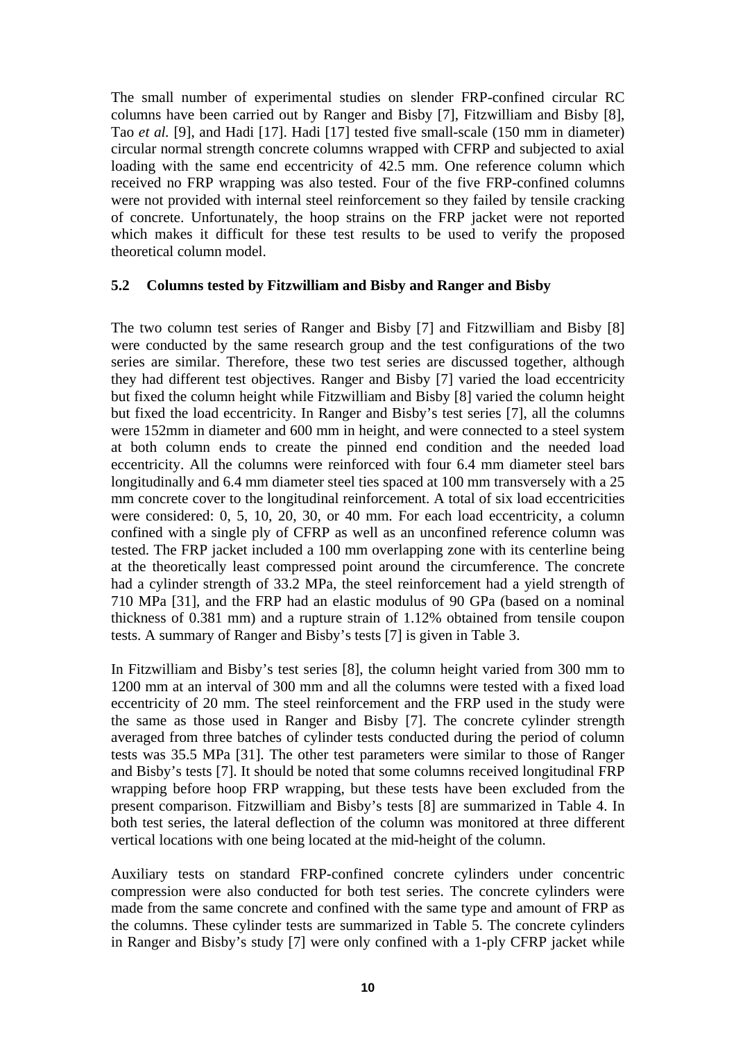The small number of experimental studies on slender FRP-confined circular RC columns have been carried out by Ranger and Bisby [7], Fitzwilliam and Bisby [8], Tao *et al.* [9], and Hadi [17]. Hadi [17] tested five small-scale (150 mm in diameter) circular normal strength concrete columns wrapped with CFRP and subjected to axial loading with the same end eccentricity of 42.5 mm. One reference column which received no FRP wrapping was also tested. Four of the five FRP-confined columns were not provided with internal steel reinforcement so they failed by tensile cracking of concrete. Unfortunately, the hoop strains on the FRP jacket were not reported which makes it difficult for these test results to be used to verify the proposed theoretical column model.

### 5.2 Columns tested by Fitzwilliam and Bisby and Ranger and Bisby

The two column test series of Ranger and Bisby [7] and Fitzwilliam and Bisby [8] were conducted by the same research group and the test configurations of the two series are similar. Therefore, these two test series are discussed together, although they had different test objectives. Ranger and Bisby [7] varied the load eccentricity but fixed the column height while Fitzwilliam and Bisby [8] varied the column height but fixed the load eccentricity. In Ranger and Bisby's test series [7], all the columns were 152mm in diameter and 600 mm in height, and were connected to a steel system at both column ends to create the pinned end condition and the needed load eccentricity. All the columns were reinforced with four 6.4 mm diameter steel bars longitudinally and 6.4 mm diameter steel ties spaced at 100 mm transversely with a 25 mm concrete cover to the longitudinal reinforcement. A total of six load eccentricities were considered: 0, 5, 10, 20, 30, or 40 mm. For each load eccentricity, a column confined with a single ply of CFRP as well as an unconfined reference column was tested. The FRP jacket included a 100 mm overlapping zone with its centerline being at the theoretically least compressed point around the circumference. The concrete had a cylinder strength of 33.2 MPa, the steel reinforcement had a yield strength of 710 MPa [31], and the FRP had an elastic modulus of 90 GPa (based on a nominal thickness of 0.381 mm) and a rupture strain of 1.12% obtained from tensile coupon tests. A summary of Ranger and Bisby's tests [7] is given in Table 3.

In Fitzwilliam and Bisby's test series [8], the column height varied from 300 mm to 1200 mm at an interval of 300 mm and all the columns were tested with a fixed load eccentricity of 20 mm. The steel reinforcement and the FRP used in the study were the same as those used in Ranger and Bisby [7]. The concrete cylinder strength averaged from three batches of cylinder tests conducted during the period of column tests was 35.5 MPa [31]. The other test parameters were similar to those of Ranger and Bisby's tests [7]. It should be noted that some columns received longitudinal FRP wrapping before hoop FRP wrapping, but these tests have been excluded from the present comparison. Fitzwilliam and Bisby's tests [8] are summarized in Table 4. In both test series, the lateral deflection of the column was monitored at three different vertical locations with one being located at the mid-height of the column.

Auxiliary tests on standard FRP-confined concrete cylinders under concentric compression were also conducted for both test series. The concrete cylinders were made from the same concrete and confined with the same type and amount of FRP as the columns. These cylinder tests are summarized in Table 5. The concrete cylinders in Ranger and Bisby's study [7] were only confined with a 1-ply CFRP jacket while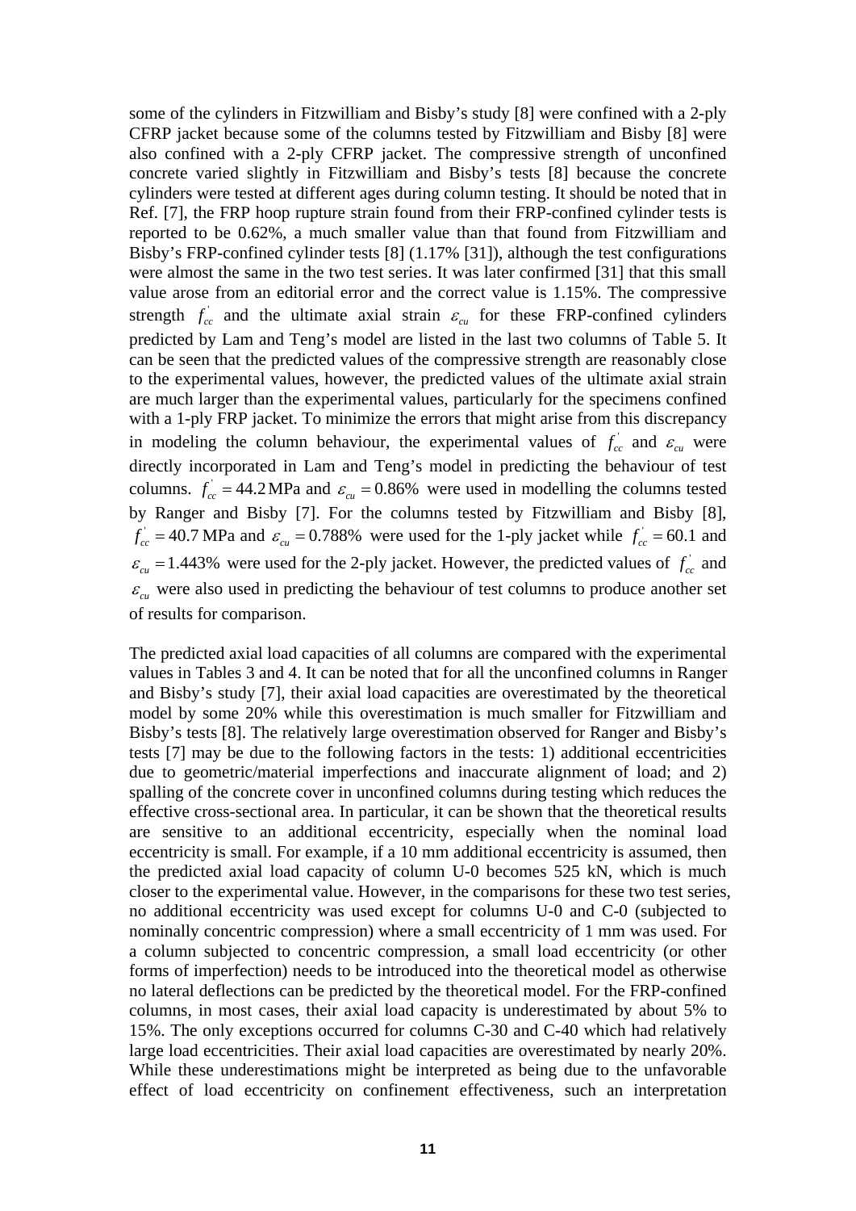some of the cylinders in Fitzwilliam and Bisby's study [8] were confined with a 2-ply CFRP jacket because some of the columns tested by Fitzwilliam and Bisby [8] were also confined with a 2-ply CFRP jacket. The compressive strength of unconfined concrete varied slightly in Fitzwilliam and Bisby's tests [8] because the concrete cylinders were tested at different ages during column testing. It should be noted that in Ref. [7], the FRP hoop rupture strain found from their FRP-confined cylinder tests is reported to be 0.62%, a much smaller value than that found from Fitzwilliam and Bisby's FRP-confined cylinder tests [8] (1.17% [31]), although the test configurations were almost the same in the two test series. It was later confirmed [31] that this small value arose from an editorial error and the correct value is 1.15%. The compressive strength $f_{cc}^{'}$ and the ultimate axial strain $\varepsilon_{cu}$ for these FRP-confined cylinders predicted by Lam and Teng's model are listed in the last two columns of Table 5. It can be seen that the predicted values of the compressive strength are reasonably close to the experimental values, however, the predicted values of the ultimate axial strain are much larger than the experimental values, particularly for the specimens confined with a 1-ply FRP jacket. To minimize the errors that might arise from this discrepancy in modeling the column behaviour, the experimental values of $f_{cc}^{'}$ and $\varepsilon_{cu}$ were directly incorporated in Lam and Teng's model in predicting the behaviour of test columns. $f_{cc}^{'} = 44.2$ MPa and $\varepsilon_{cu} = 0.86\%$ were used in modelling the columns tested by Ranger and Bisby [7]. For the columns tested by Fitzwilliam and Bisby [8], $f_{cc}^{'} = 40.7$ MPa and $\varepsilon_{cu} = 0.788\%$ were used for the 1-ply jacket while $f_{cc}^{'} = 60.1$ and $\varepsilon_{cu} = 1.443\%$ were used for the 2-ply jacket. However, the predicted values of $f_{cc}^{'}$ and $\varepsilon_{cu}$ were also used in predicting the behaviour of test columns to produce another set of results for comparison.

The predicted axial load capacities of all columns are compared with the experimental values in Tables 3 and 4. It can be noted that for all the unconfined columns in Ranger and Bisby's study [7], their axial load capacities are overestimated by the theoretical model by some 20% while this overestimation is much smaller for Fitzwilliam and Bisby's tests [8]. The relatively large overestimation observed for Ranger and Bisby's tests [7] may be due to the following factors in the tests: 1) additional eccentricities due to geometric/material imperfections and inaccurate alignment of load; and 2) spalling of the concrete cover in unconfined columns during testing which reduces the effective cross-sectional area. In particular, it can be shown that the theoretical results are sensitive to an additional eccentricity, especially when the nominal load eccentricity is small. For example, if a 10 mm additional eccentricity is assumed, then the predicted axial load capacity of column U-0 becomes 525 kN, which is much closer to the experimental value. However, in the comparisons for these two test series, no additional eccentricity was used except for columns U-0 and C-0 (subjected to nominally concentric compression) where a small eccentricity of 1 mm was used. For a column subjected to concentric compression, a small load eccentricity (or other forms of imperfection) needs to be introduced into the theoretical model as otherwise no lateral deflections can be predicted by the theoretical model. For the FRP-confined columns, in most cases, their axial load capacity is underestimated by about 5% to 15%. The only exceptions occurred for columns C-30 and C-40 which had relatively large load eccentricities. Their axial load capacities are overestimated by nearly 20%. While these underestimations might be interpreted as being due to the unfavorable effect of load eccentricity on confinement effectiveness, such an interpretation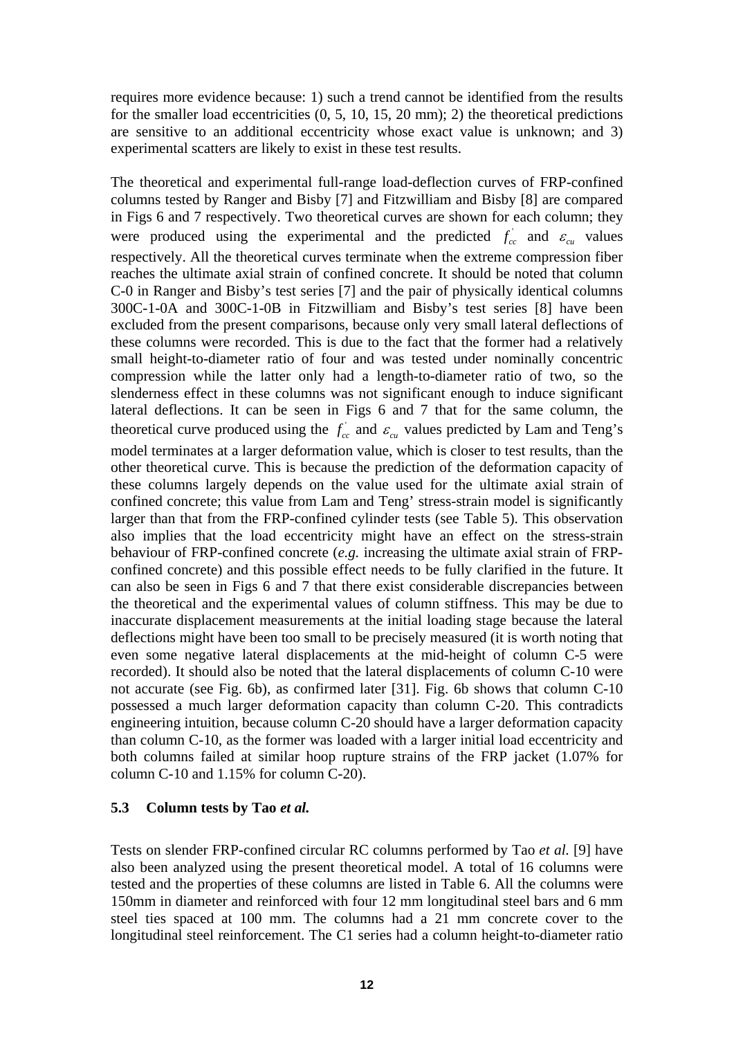requires more evidence because: 1) such a trend cannot be identified from the results for the smaller load eccentricities (0, 5, 10, 15, 20 mm); 2) the theoretical predictions are sensitive to an additional eccentricity whose exact value is unknown; and 3) experimental scatters are likely to exist in these test results.

The theoretical and experimental full-range load-deflection curves of FRP-confined columns tested by Ranger and Bisby [7] and Fitzwilliam and Bisby [8] are compared in Figs 6 and 7 respectively. Two theoretical curves are shown for each column; they were produced using the experimental and the predicted $f_{cc}^{'}$ and $\varepsilon_{cu}$ values respectively. All the theoretical curves terminate when the extreme compression fiber reaches the ultimate axial strain of confined concrete. It should be noted that column C-0 in Ranger and Bisby's test series [7] and the pair of physically identical columns 300C-1-0A and 300C-1-0B in Fitzwilliam and Bisby's test series [8] have been excluded from the present comparisons, because only very small lateral deflections of these columns were recorded. This is due to the fact that the former had a relatively small height-to-diameter ratio of four and was tested under nominally concentric compression while the latter only had a length-to-diameter ratio of two, so the slenderness effect in these columns was not significant enough to induce significant lateral deflections. It can be seen in Figs 6 and 7 that for the same column, the theoretical curve produced using the $f_{cc}^{'}$ and $\varepsilon_{cu}$ values predicted by Lam and Teng's model terminates at a larger deformation value, which is closer to test results, than the other theoretical curve. This is because the prediction of the deformation capacity of these columns largely depends on the value used for the ultimate axial strain of confined concrete; this value from Lam and Teng' stress-strain model is significantly larger than that from the FRP-confined cylinder tests (see Table 5). This observation also implies that the load eccentricity might have an effect on the stress-strain behaviour of FRP-confined concrete (*e.g.* increasing the ultimate axial strain of FRP-confined concrete) and this possible effect needs to be fully clarified in the future. It can also be seen in Figs 6 and 7 that there exist considerable discrepancies between the theoretical and the experimental values of column stiffness. This may be due to inaccurate displacement measurements at the initial loading stage because the lateral deflections might have been too small to be precisely measured (it is worth noting that even some negative lateral displacements at the mid-height of column C-5 were recorded). It should also be noted that the lateral displacements of column C-10 were not accurate (see Fig. 6b), as confirmed later [31]. Fig. 6b shows that column C-10 possessed a much larger deformation capacity than column C-20. This contradicts engineering intuition, because column C-20 should have a larger deformation capacity than column C-10, as the former was loaded with a larger initial load eccentricity and both columns failed at similar hoop rupture strains of the FRP jacket (1.07% for column C-10 and 1.15% for column C-20).

### 5.3 Column tests by Tao *et al.*

Tests on slender FRP-confined circular RC columns performed by Tao *et al.* [9] have also been analyzed using the present theoretical model. A total of 16 columns were tested and the properties of these columns are listed in Table 6. All the columns were 150mm in diameter and reinforced with four 12 mm longitudinal steel bars and 6 mm steel ties spaced at 100 mm. The columns had a 21 mm concrete cover to the longitudinal steel reinforcement. The C1 series had a column height-to-diameter ratio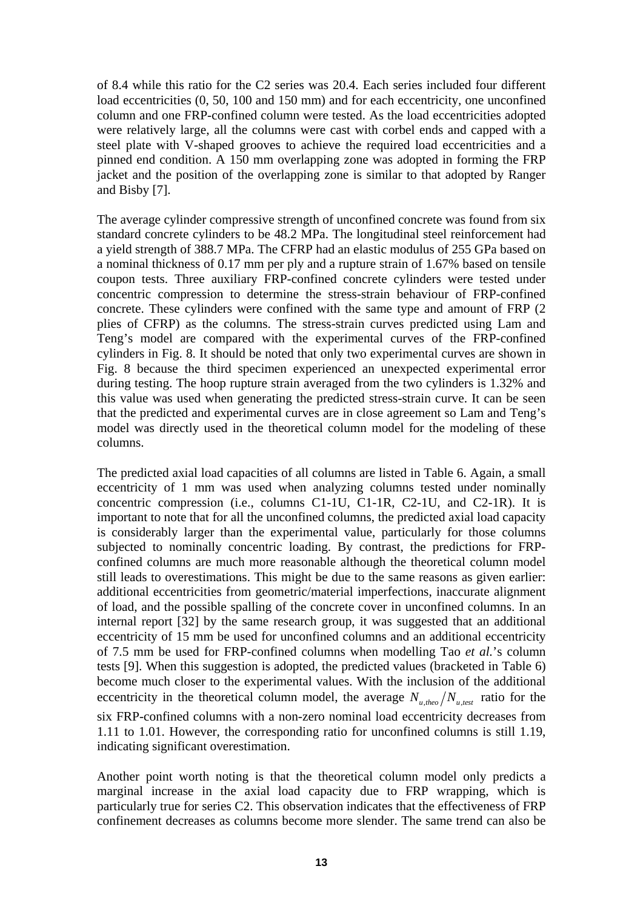of 8.4 while this ratio for the C2 series was 20.4. Each series included four different load eccentricities (0, 50, 100 and 150 mm) and for each eccentricity, one unconfined column and one FRP-confined column were tested. As the load eccentricities adopted were relatively large, all the columns were cast with corbel ends and capped with a steel plate with V-shaped grooves to achieve the required load eccentricities and a pinned end condition. A 150 mm overlapping zone was adopted in forming the FRP jacket and the position of the overlapping zone is similar to that adopted by Ranger and Bisby [7].

The average cylinder compressive strength of unconfined concrete was found from six standard concrete cylinders to be 48.2 MPa. The longitudinal steel reinforcement had a yield strength of 388.7 MPa. The CFRP had an elastic modulus of 255 GPa based on a nominal thickness of 0.17 mm per ply and a rupture strain of 1.67% based on tensile coupon tests. Three auxiliary FRP-confined concrete cylinders were tested under concentric compression to determine the stress-strain behaviour of FRP-confined concrete. These cylinders were confined with the same type and amount of FRP (2 plies of CFRP) as the columns. The stress-strain curves predicted using Lam and Teng's model are compared with the experimental curves of the FRP-confined cylinders in Fig. 8. It should be noted that only two experimental curves are shown in Fig. 8 because the third specimen experienced an unexpected experimental error during testing. The hoop rupture strain averaged from the two cylinders is 1.32% and this value was used when generating the predicted stress-strain curve. It can be seen that the predicted and experimental curves are in close agreement so Lam and Teng's model was directly used in the theoretical column model for the modeling of these columns.

The predicted axial load capacities of all columns are listed in Table 6. Again, a small eccentricity of 1 mm was used when analyzing columns tested under nominally concentric compression (i.e., columns C1-1U, C1-1R, C2-1U, and C2-1R). It is important to note that for all the unconfined columns, the predicted axial load capacity is considerably larger than the experimental value, particularly for those columns subjected to nominally concentric loading. By contrast, the predictions for FRP-confined columns are much more reasonable although the theoretical column model still leads to overestimations. This might be due to the same reasons as given earlier: additional eccentricities from geometric/material imperfections, inaccurate alignment of load, and the possible spalling of the concrete cover in unconfined columns. In an internal report [32] by the same research group, it was suggested that an additional eccentricity of 15 mm be used for unconfined columns and an additional eccentricity of 7.5 mm be used for FRP-confined columns when modelling Tao *et al.*'s column tests [9]. When this suggestion is adopted, the predicted values (bracketed in Table 6) become much closer to the experimental values. With the inclusion of the additional eccentricity in the theoretical column model, the average $N_{u,theo}/N_{u,test}$ ratio for the six FRP-confined columns with a non-zero nominal load eccentricity decreases from 1.11 to 1.01. However, the corresponding ratio for unconfined columns is still 1.19, indicating significant overestimation.

Another point worth noting is that the theoretical column model only predicts a marginal increase in the axial load capacity due to FRP wrapping, which is particularly true for series C2. This observation indicates that the effectiveness of FRP confinement decreases as columns become more slender. The same trend can also be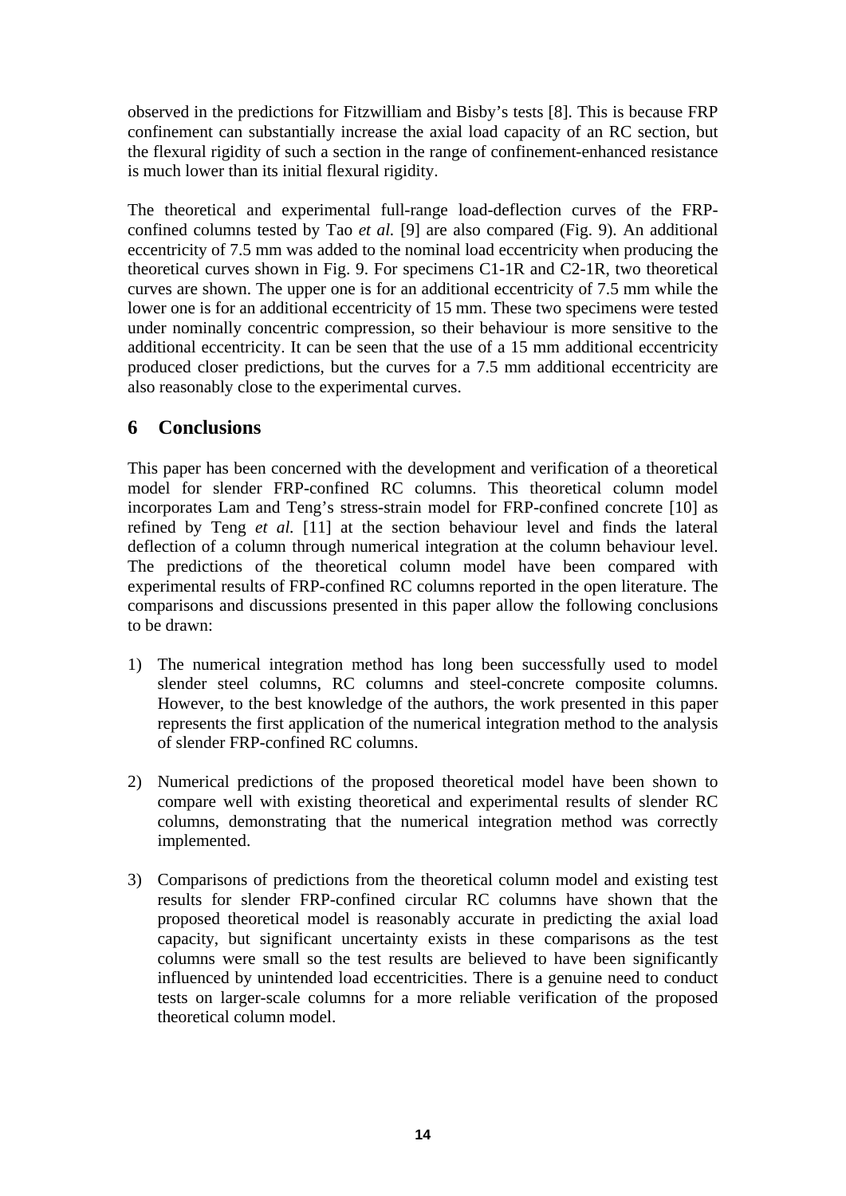observed in the predictions for Fitzwilliam and Bisby's tests [8]. This is because FRP confinement can substantially increase the axial load capacity of an RC section, but the flexural rigidity of such a section in the range of confinement-enhanced resistance is much lower than its initial flexural rigidity.

The theoretical and experimental full-range load-deflection curves of the FRP-confined columns tested by Tao *et al.* [9] are also compared (Fig. 9). An additional eccentricity of 7.5 mm was added to the nominal load eccentricity when producing the theoretical curves shown in Fig. 9. For specimens C1-1R and C2-1R, two theoretical curves are shown. The upper one is for an additional eccentricity of 7.5 mm while the lower one is for an additional eccentricity of 15 mm. These two specimens were tested under nominally concentric compression, so their behaviour is more sensitive to the additional eccentricity. It can be seen that the use of a 15 mm additional eccentricity produced closer predictions, but the curves for a 7.5 mm additional eccentricity are also reasonably close to the experimental curves.

## 6 Conclusions

This paper has been concerned with the development and verification of a theoretical model for slender FRP-confined RC columns. This theoretical column model incorporates Lam and Teng's stress-strain model for FRP-confined concrete [10] as refined by Teng *et al.* [11] at the section behaviour level and finds the lateral deflection of a column through numerical integration at the column behaviour level. The predictions of the theoretical column model have been compared with experimental results of FRP-confined RC columns reported in the open literature. The comparisons and discussions presented in this paper allow the following conclusions to be drawn:

1) The numerical integration method has long been successfully used to model slender steel columns, RC columns and steel-concrete composite columns. However, to the best knowledge of the authors, the work presented in this paper represents the first application of the numerical integration method to the analysis of slender FRP-confined RC columns.

2) Numerical predictions of the proposed theoretical model have been shown to compare well with existing theoretical and experimental results of slender RC columns, demonstrating that the numerical integration method was correctly implemented.

3) Comparisons of predictions from the theoretical column model and existing test results for slender FRP-confined circular RC columns have shown that the proposed theoretical model is reasonably accurate in predicting the axial load capacity, but significant uncertainty exists in these comparisons as the test columns were small so the test results are believed to have been significantly influenced by unintended load eccentricities. There is a genuine need to conduct tests on larger-scale columns for a more reliable verification of the proposed theoretical column model.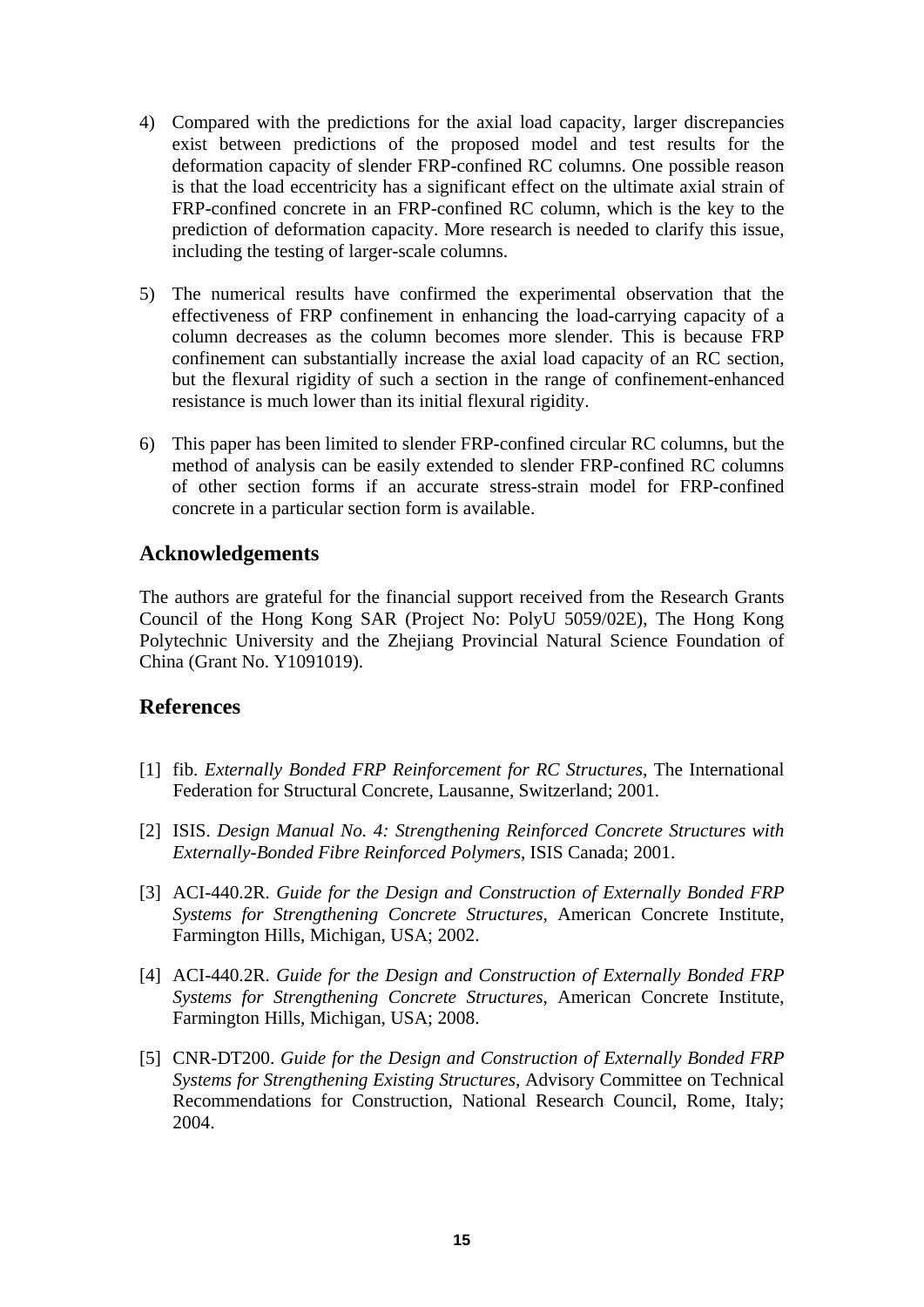4) Compared with the predictions for the axial load capacity, larger discrepancies exist between predictions of the proposed model and test results for the deformation capacity of slender FRP-confined RC columns. One possible reason is that the load eccentricity has a significant effect on the ultimate axial strain of FRP-confined concrete in an FRP-confined RC column, which is the key to the prediction of deformation capacity. More research is needed to clarify this issue, including the testing of larger-scale columns.

5) The numerical results have confirmed the experimental observation that the effectiveness of FRP confinement in enhancing the load-carrying capacity of a column decreases as the column becomes more slender. This is because FRP confinement can substantially increase the axial load capacity of an RC section, but the flexural rigidity of such a section in the range of confinement-enhanced resistance is much lower than its initial flexural rigidity.

6) This paper has been limited to slender FRP-confined circular RC columns, but the method of analysis can be easily extended to slender FRP-confined RC columns of other section forms if an accurate stress-strain model for FRP-confined concrete in a particular section form is available.

## Acknowledgements

The authors are grateful for the financial support received from the Research Grants Council of the Hong Kong SAR (Project No: PolyU 5059/02E), The Hong Kong Polytechnic University and the Zhejiang Provincial Natural Science Foundation of China (Grant No. Y1091019).

## References

[1] fib. *Externally Bonded FRP Reinforcement for RC Structures*, The International Federation for Structural Concrete, Lausanne, Switzerland; 2001.

[2] ISIS. *Design Manual No. 4: Strengthening Reinforced Concrete Structures with Externally-Bonded Fibre Reinforced Polymers*, ISIS Canada; 2001.

[3] ACI-440.2R. *Guide for the Design and Construction of Externally Bonded FRP Systems for Strengthening Concrete Structures*, American Concrete Institute, Farmington Hills, Michigan, USA; 2002.

[4] ACI-440.2R. *Guide for the Design and Construction of Externally Bonded FRP Systems for Strengthening Concrete Structures*, American Concrete Institute, Farmington Hills, Michigan, USA; 2008.

[5] CNR-DT200. *Guide for the Design and Construction of Externally Bonded FRP Systems for Strengthening Existing Structures*, Advisory Committee on Technical Recommendations for Construction, National Research Council, Rome, Italy; 2004.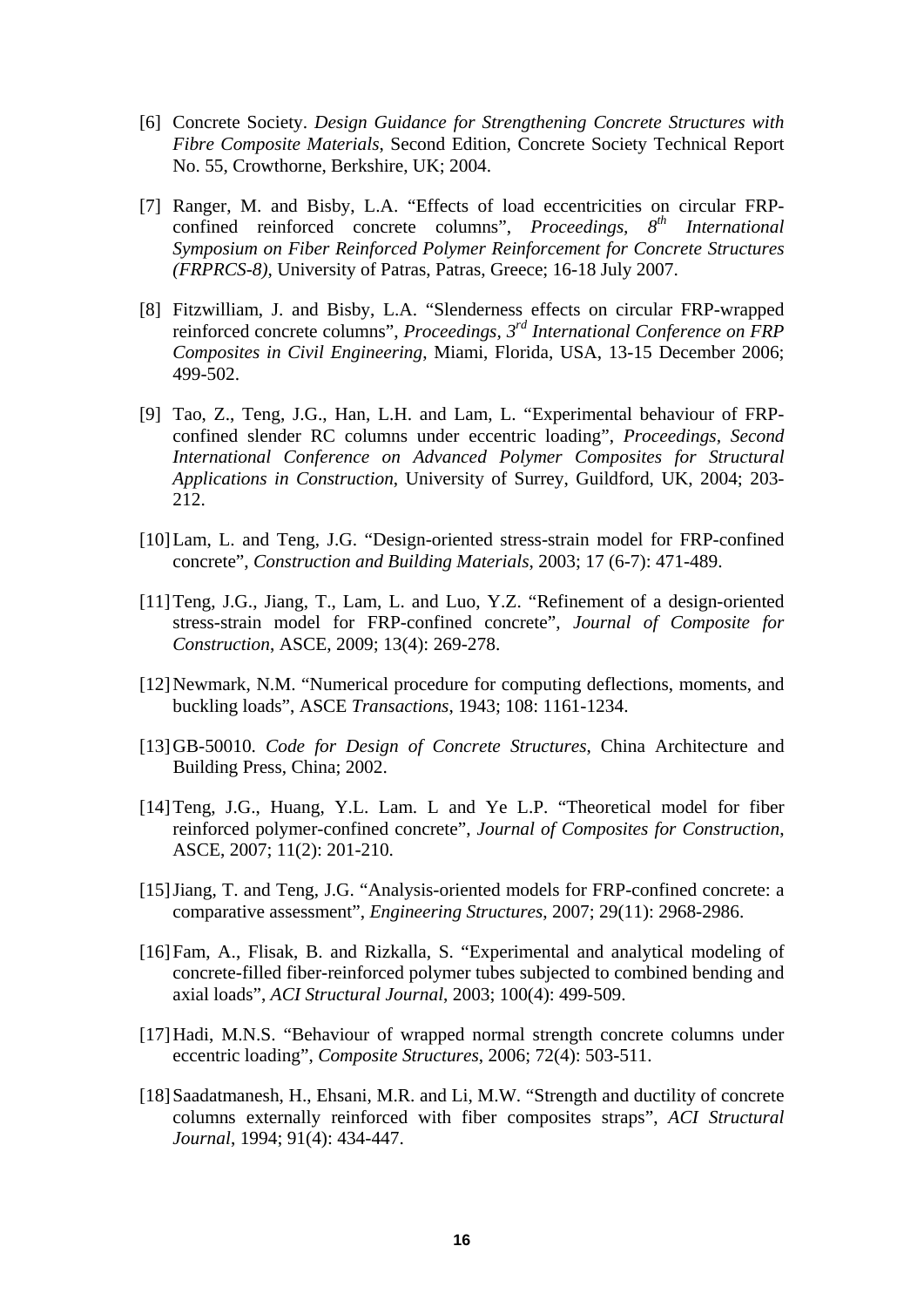[6] Concrete Society. *Design Guidance for Strengthening Concrete Structures with Fibre Composite Materials*, Second Edition, Concrete Society Technical Report No. 55, Crowthorne, Berkshire, UK; 2004.

[7] Ranger, M. and Bisby, L.A. "Effects of load eccentricities on circular FRP-confined reinforced concrete columns", *Proceedings, 8th International Symposium on Fiber Reinforced Polymer Reinforcement for Concrete Structures (FRPRCS-8)*, University of Patras, Patras, Greece; 16-18 July 2007.

[8] Fitzwilliam, J. and Bisby, L.A. "Slenderness effects on circular FRP-wrapped reinforced concrete columns", *Proceedings, 3rd International Conference on FRP Composites in Civil Engineering*, Miami, Florida, USA, 13-15 December 2006; 499-502.

[9] Tao, Z., Teng, J.G., Han, L.H. and Lam, L. "Experimental behaviour of FRP-confined slender RC columns under eccentric loading", *Proceedings, Second International Conference on Advanced Polymer Composites for Structural Applications in Construction*, University of Surrey, Guildford, UK, 2004; 203-212.

[10] Lam, L. and Teng, J.G. "Design-oriented stress-strain model for FRP-confined concrete", *Construction and Building Materials*, 2003; 17 (6-7): 471-489.

[11] Teng, J.G., Jiang, T., Lam, L. and Luo, Y.Z. "Refinement of a design-oriented stress-strain model for FRP-confined concrete", *Journal of Composite for Construction*, ASCE, 2009; 13(4): 269-278.

[12] Newmark, N.M. "Numerical procedure for computing deflections, moments, and buckling loads", ASCE *Transactions*, 1943; 108: 1161-1234.

[13] GB-50010. *Code for Design of Concrete Structures*, China Architecture and Building Press, China; 2002.

[14] Teng, J.G., Huang, Y.L. Lam. L and Ye L.P. "Theoretical model for fiber reinforced polymer-confined concrete", *Journal of Composites for Construction*, ASCE, 2007; 11(2): 201-210.

[15] Jiang, T. and Teng, J.G. "Analysis-oriented models for FRP-confined concrete: a comparative assessment", *Engineering Structures*, 2007; 29(11): 2968-2986.

[16] Fam, A., Flisak, B. and Rizkalla, S. "Experimental and analytical modeling of concrete-filled fiber-reinforced polymer tubes subjected to combined bending and axial loads", *ACI Structural Journal*, 2003; 100(4): 499-509.

[17] Hadi, M.N.S. "Behaviour of wrapped normal strength concrete columns under eccentric loading", *Composite Structures*, 2006; 72(4): 503-511.

[18] Saadatmanesh, H., Ehsani, M.R. and Li, M.W. "Strength and ductility of concrete columns externally reinforced with fiber composites straps", *ACI Structural Journal*, 1994; 91(4): 434-447.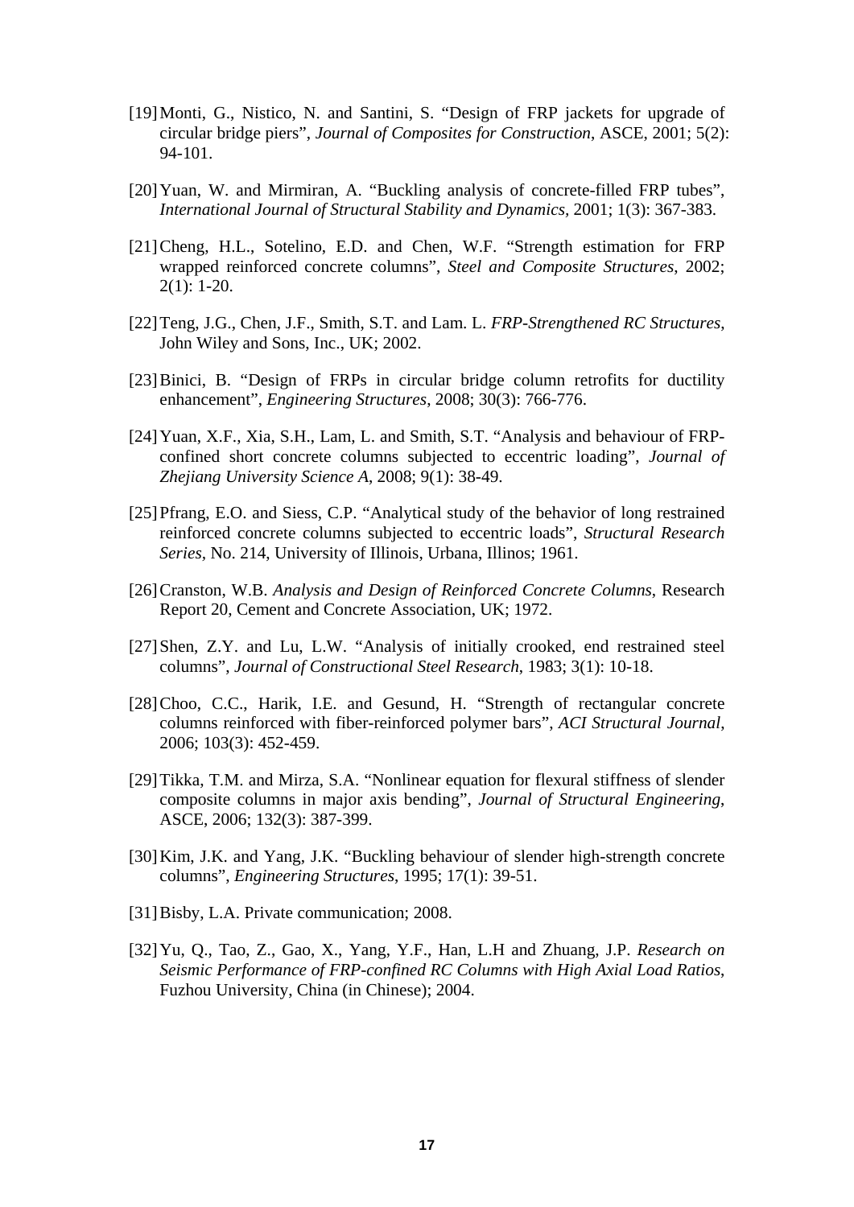[19] Monti, G., Nistico, N. and Santini, S. "Design of FRP jackets for upgrade of circular bridge piers", *Journal of Composites for Construction*, ASCE, 2001; 5(2): 94-101.

[20] Yuan, W. and Mirmiran, A. "Buckling analysis of concrete-filled FRP tubes", *International Journal of Structural Stability and Dynamics*, 2001; 1(3): 367-383.

[21] Cheng, H.L., Sotelino, E.D. and Chen, W.F. "Strength estimation for FRP wrapped reinforced concrete columns", *Steel and Composite Structures*, 2002; 2(1): 1-20.

[22] Teng, J.G., Chen, J.F., Smith, S.T. and Lam. L. *FRP-Strengthened RC Structures*, John Wiley and Sons, Inc., UK; 2002.

[23] Binici, B. "Design of FRPs in circular bridge column retrofits for ductility enhancement", *Engineering Structures*, 2008; 30(3): 766-776.

[24] Yuan, X.F., Xia, S.H., Lam, L. and Smith, S.T. "Analysis and behaviour of FRP-confined short concrete columns subjected to eccentric loading", *Journal of Zhejiang University Science A*, 2008; 9(1): 38-49.

[25] Pfrang, E.O. and Siess, C.P. "Analytical study of the behavior of long restrained reinforced concrete columns subjected to eccentric loads", *Structural Research Series*, No. 214, University of Illinois, Urbana, Illinos; 1961.

[26] Cranston, W.B. *Analysis and Design of Reinforced Concrete Columns*, Research Report 20, Cement and Concrete Association, UK; 1972.

[27] Shen, Z.Y. and Lu, L.W. "Analysis of initially crooked, end restrained steel columns", *Journal of Constructional Steel Research*, 1983; 3(1): 10-18.

[28] Choo, C.C., Harik, I.E. and Gesund, H. "Strength of rectangular concrete columns reinforced with fiber-reinforced polymer bars", *ACI Structural Journal*, 2006; 103(3): 452-459.

[29] Tikka, T.M. and Mirza, S.A. "Nonlinear equation for flexural stiffness of slender composite columns in major axis bending", *Journal of Structural Engineering*, ASCE, 2006; 132(3): 387-399.

[30] Kim, J.K. and Yang, J.K. "Buckling behaviour of slender high-strength concrete columns", *Engineering Structures*, 1995; 17(1): 39-51.

[31] Bisby, L.A. Private communication; 2008.

[32] Yu, Q., Tao, Z., Gao, X., Yang, Y.F., Han, L.H and Zhuang, J.P. *Research on Seismic Performance of FRP-confined RC Columns with High Axial Load Ratios*, Fuzhou University, China (in Chinese); 2004.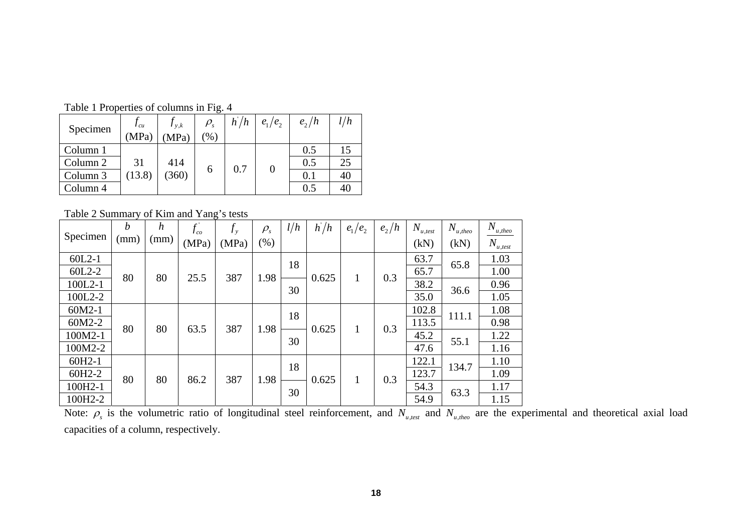Table 1 Properties of columns in Fig. 4

| Specimen | $f_{cu}$ (MPa) | $f_{y,k}$ (MPa) | $\rho_s$ (%) | $h^{'}/h$ | $e_1/e_2$ | $e_2/h$ | $l/h$ |
|---|---|---|---|---|---|---|---|
| Column 1 | 31 (13.8) | 414 (360) | 6 | 0.7 | 0 | 0.5 | 15 |
| Column 2 | | | | | | 0.5 | 25 |
| Column 3 | | | | | | 0.1 | 40 |
| Column 4 | | | | | | 0.5 | 40 |

Table 2 Summary of Kim and Yang's tests

| Specimen | $b$ (mm) | $h$ (mm) | $f_{co}^{'}$ (MPa) | $f_y$ (MPa) | $\rho_s$ (%) | $l/h$ | $h^{'}/h$ | $e_1/e_2$ | $e_2/h$ | $N_{u,test}$ (kN) | $N_{u,theo}$ (kN) | $\frac{N_{u,theo}}{N_{u,test}}$ |
|---|---|---|---|---|---|---|---|---|---|---|---|---|
| 60L2-1 | 80 | 80 | 25.5 | 387 | 1.98 | 18 | 0.625 | 1 | 0.3 | 63.7 | 65.8 | 1.03 |
| 60L2-2 | | | | | | | | | | 65.7 | | 1.00 |
| 100L2-1 | | | | | | 30 | | | | 38.2 | 36.6 | 0.96 |
| 100L2-2 | | | | | | | | | | 35.0 | | 1.05 |
| 60M2-1 | 80 | 80 | 63.5 | 387 | 1.98 | 18 | 0.625 | 1 | 0.3 | 102.8 | 111.1 | 1.08 |
| 60M2-2 | | | | | | | | | | 113.5 | | 0.98 |
| 100M2-1 | | | | | | 30 | | | | 45.2 | 55.1 | 1.22 |
| 100M2-2 | | | | | | | | | | 47.6 | | 1.16 |
| 60H2-1 | 80 | 80 | 86.2 | 387 | 1.98 | 18 | 0.625 | 1 | 0.3 | 122.1 | 134.7 | 1.10 |
| 60H2-2 | | | | | | | | | | 123.7 | | 1.09 |
| 100H2-1 | | | | | | 30 | | | | 54.3 | 63.3 | 1.17 |
| 100H2-2 | | | | | | | | | | 54.9 | | 1.15 |

Note: $\rho_s$ is the volumetric ratio of longitudinal steel reinforcement, and $N_{u,test}$ and $N_{u,theo}$ are the experimental and theoretical axial load capacities of a column, respectively.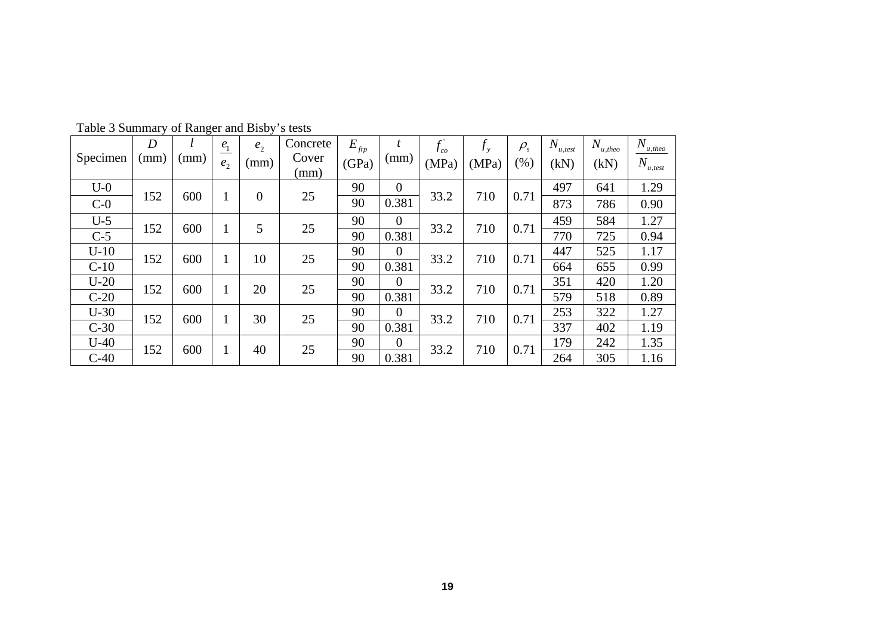Table 3 Summary of Ranger and Bisby's tests

| Specimen | $D$ (mm) | $l$ (mm) | $\frac{e_1}{e_2}$ | $e_2$ (mm) | Concrete Cover (mm) | $E_{frp}$ (GPa) | $t$ (mm) | $f_{co}^{'}$ (MPa) | $f_y$ (MPa) | $\rho_s$ (%) | $N_{u,test}$ (kN) | $N_{u,theo}$ (kN) | $\frac{N_{u,theo}}{N_{u,test}}$ |
|---|---|---|---|---|---|---|---|---|---|---|---|---|---|
| U-0 | 152 | 600 | 1 | 0 | 25 | 90 | 0 | 33.2 | 710 | 0.71 | 497 | 641 | 1.29 |
| C-0 | | | | | | 90 | 0.381 | | | | 873 | 786 | 0.90 |
| U-5 | 152 | 600 | 1 | 5 | 25 | 90 | 0 | 33.2 | 710 | 0.71 | 459 | 584 | 1.27 |
| C-5 | | | | | | 90 | 0.381 | | | | 770 | 725 | 0.94 |
| U-10 | 152 | 600 | 1 | 10 | 25 | 90 | 0 | 33.2 | 710 | 0.71 | 447 | 525 | 1.17 |
| C-10 | | | | | | 90 | 0.381 | | | | 664 | 655 | 0.99 |
| U-20 | 152 | 600 | 1 | 20 | 25 | 90 | 0 | 33.2 | 710 | 0.71 | 351 | 420 | 1.20 |
| C-20 | | | | | | 90 | 0.381 | | | | 579 | 518 | 0.89 |
| U-30 | 152 | 600 | 1 | 30 | 25 | 90 | 0 | 33.2 | 710 | 0.71 | 253 | 322 | 1.27 |
| C-30 | | | | | | 90 | 0.381 | | | | 337 | 402 | 1.19 |
| U-40 | 152 | 600 | 1 | 40 | 25 | 90 | 0 | 33.2 | 710 | 0.71 | 179 | 242 | 1.35 |
| C-40 | | | | | | 90 | 0.381 | | | | 264 | 305 | 1.16 |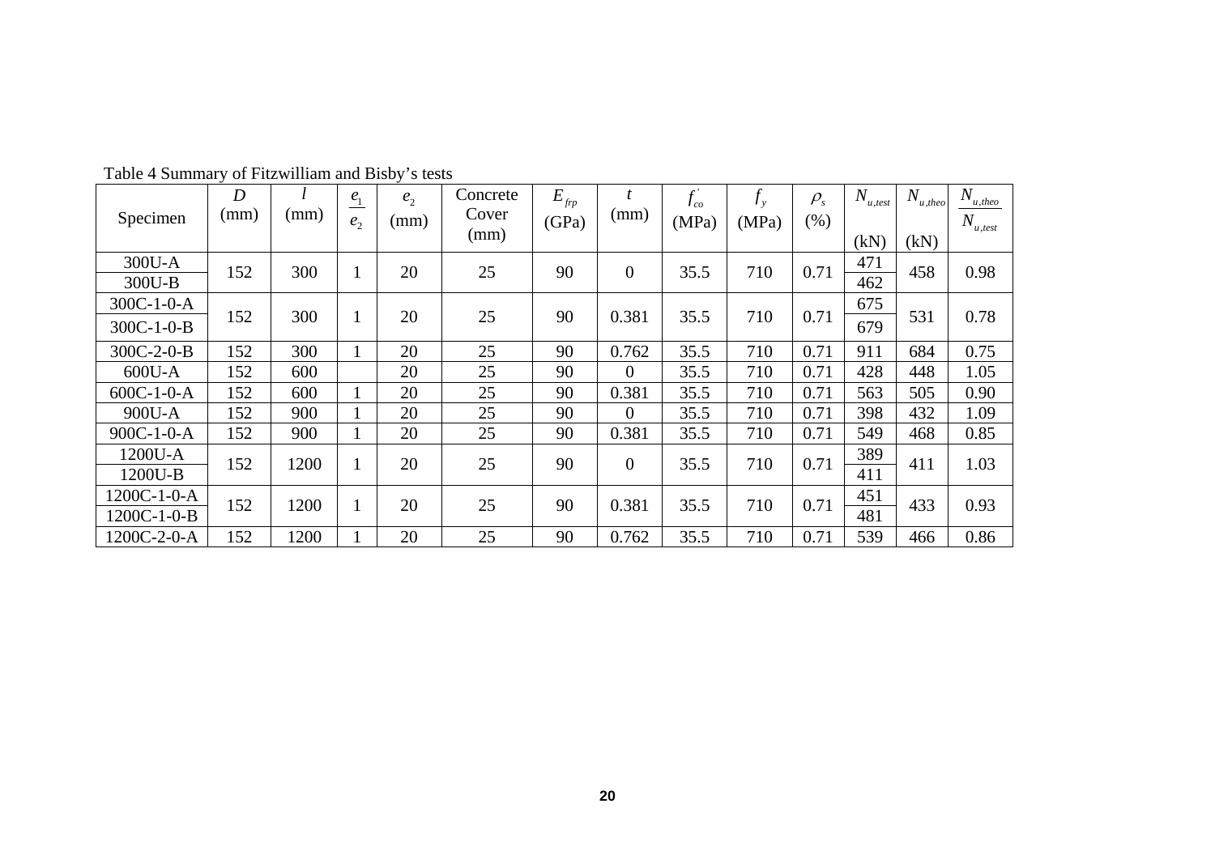Table 4 Summary of Fitzwilliam and Bisby's tests

| Specimen | $D$ (mm) | $l$ (mm) | $\frac{e_1}{e_2}$ | $e_2$ (mm) | Concrete Cover (mm) | $E_{frp}$ (GPa) | $t$ (mm) | $f_{co}^{'}$ (MPa) | $f_y$ (MPa) | $\rho_s$ (%) | $N_{u,test}$ (kN) | $N_{u,theo}$ (kN) | $\frac{N_{u,theo}}{N_{u,test}}$ |
|---|---|---|---|---|---|---|---|---|---|---|---|---|---|
| 300U-A | 152 | 300 | 1 | 20 | 25 | 90 | 0 | 35.5 | 710 | 0.71 | 471 | 458 | 0.98 |
| 300U-B | | | | | | | | | | | 462 | | |
| 300C-1-0-A | 152 | 300 | 1 | 20 | 25 | 90 | 0.381 | 35.5 | 710 | 0.71 | 675 | 531 | 0.78 |
| 300C-1-0-B | | | | | | | | | | | 679 | | |
| 300C-2-0-B | 152 | 300 | 1 | 20 | 25 | 90 | 0.762 | 35.5 | 710 | 0.71 | 911 | 684 | 0.75 |
| 600U-A | 152 | 600 | | 20 | 25 | 90 | 0 | 35.5 | 710 | 0.71 | 428 | 448 | 1.05 |
| 600C-1-0-A | 152 | 600 | 1 | 20 | 25 | 90 | 0.381 | 35.5 | 710 | 0.71 | 563 | 505 | 0.90 |
| 900U-A | 152 | 900 | 1 | 20 | 25 | 90 | 0 | 35.5 | 710 | 0.71 | 398 | 432 | 1.09 |
| 900C-1-0-A | 152 | 900 | 1 | 20 | 25 | 90 | 0.381 | 35.5 | 710 | 0.71 | 549 | 468 | 0.85 |
| 1200U-A | 152 | 1200 | 1 | 20 | 25 | 90 | 0 | 35.5 | 710 | 0.71 | 389 | 411 | 1.03 |
| 1200U-B | | | | | | | | | | | 411 | | |
| 1200C-1-0-A | 152 | 1200 | 1 | 20 | 25 | 90 | 0.381 | 35.5 | 710 | 0.71 | 451 | 433 | 0.93 |
| 1200C-1-0-B | | | | | | | | | | | 481 | | |
| 1200C-2-0-A | 152 | 1200 | 1 | 20 | 25 | 90 | 0.762 | 35.5 | 710 | 0.71 | 539 | 466 | 0.86 |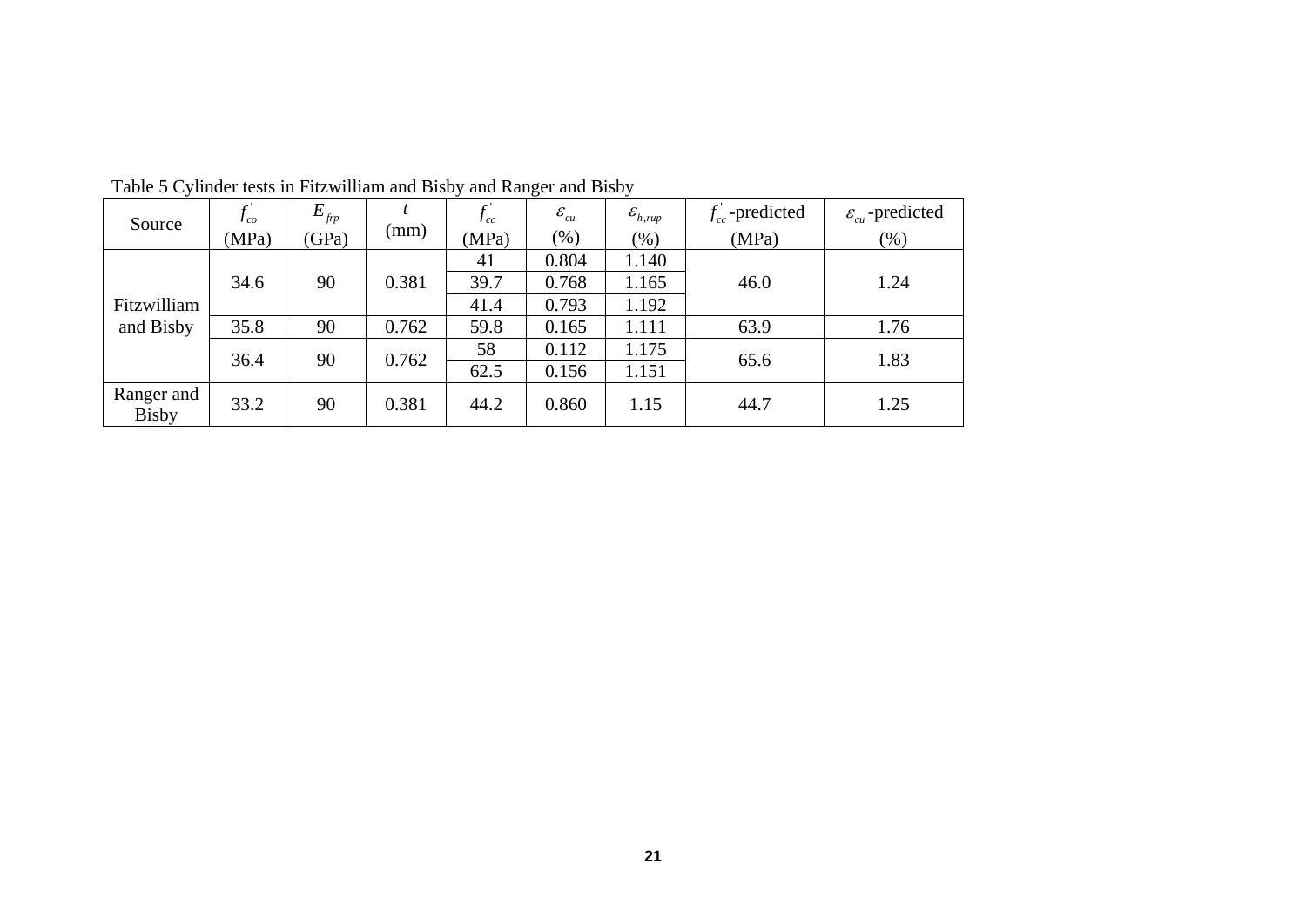Table 5 Cylinder tests in Fitzwilliam and Bisby and Ranger and Bisby

| Source | $f_{co}^{'}$ (MPa) | $E_{frp}$ (GPa) | $t$ (mm) | $f_{cc}^{'}$ (MPa) | $\varepsilon_{cu}$ (%) | $\varepsilon_{h,rup}$ (%) | $f_{cc}^{'}$-predicted (MPa) | $\varepsilon_{cu}$-predicted (%) |
|---|---|---|---|---|---|---|---|---|
| Fitzwilliam and Bisby | 34.6 | 90 | 0.381 | 41 | 0.804 | 1.140 | 46.0 | 1.24 |
| | | | | 39.7 | 0.768 | 1.165 | | |
| | | | | 41.4 | 0.793 | 1.192 | | |
| | 35.8 | 90 | 0.762 | 59.8 | 0.165 | 1.111 | 63.9 | 1.76 |
| | 36.4 | 90 | 0.762 | 58 | 0.112 | 1.175 | 65.6 | 1.83 |
| | | | | 62.5 | 0.156 | 1.151 | | |
| Ranger and Bisby | 33.2 | 90 | 0.381 | 44.2 | 0.860 | 1.15 | 44.7 | 1.25 |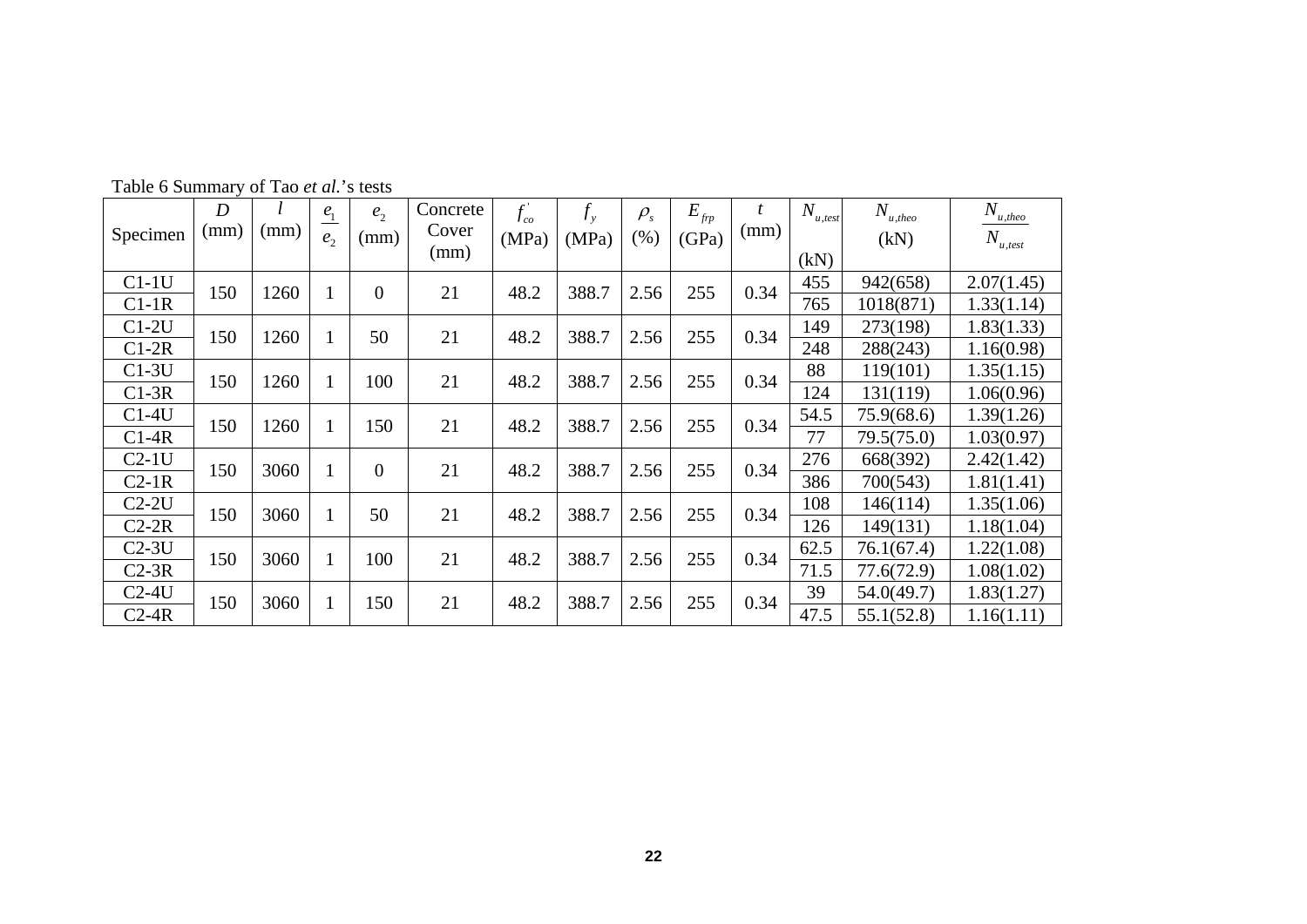Table 6 Summary of Tao *et al.*'s tests

| Specimen | $D$ (mm) | $l$ (mm) | $\frac{e_1}{e_2}$ | $e_2$ (mm) | Concrete Cover (mm) | $f_{co}^{'}$ (MPa) | $f_y$ (MPa) | $\rho_s$ (%) | $E_{frp}$ (GPa) | $t$ (mm) | $N_{u,test}$ (kN) | $N_{u,theo}$ (kN) | $\frac{N_{u,theo}}{N_{u,test}}$ |
|---|---|---|---|---|---|---|---|---|---|---|---|---|---|
| C1-1U | 150 | 1260 | 1 | 0 | 21 | 48.2 | 388.7 | 2.56 | 255 | 0.34 | 455 | 942(658) | 2.07(1.45) |
| C1-1R | | | | | | | | | | | 765 | 1018(871) | 1.33(1.14) |
| C1-2U | 150 | 1260 | 1 | 50 | 21 | 48.2 | 388.7 | 2.56 | 255 | 0.34 | 149 | 273(198) | 1.83(1.33) |
| C1-2R | | | | | | | | | | | 248 | 288(243) | 1.16(0.98) |
| C1-3U | 150 | 1260 | 1 | 100 | 21 | 48.2 | 388.7 | 2.56 | 255 | 0.34 | 88 | 119(101) | 1.35(1.15) |
| C1-3R | | | | | | | | | | | 124 | 131(119) | 1.06(0.96) |
| C1-4U | 150 | 1260 | 1 | 150 | 21 | 48.2 | 388.7 | 2.56 | 255 | 0.34 | 54.5 | 75.9(68.6) | 1.39(1.26) |
| C1-4R | | | | | | | | | | | 77 | 79.5(75.0) | 1.03(0.97) |
| C2-1U | 150 | 3060 | 1 | 0 | 21 | 48.2 | 388.7 | 2.56 | 255 | 0.34 | 276 | 668(392) | 2.42(1.42) |
| C2-1R | | | | | | | | | | | 386 | 700(543) | 1.81(1.41) |
| C2-2U | 150 | 3060 | 1 | 50 | 21 | 48.2 | 388.7 | 2.56 | 255 | 0.34 | 108 | 146(114) | 1.35(1.06) |
| C2-2R | | | | | | | | | | | 126 | 149(131) | 1.18(1.04) |
| C2-3U | 150 | 3060 | 1 | 100 | 21 | 48.2 | 388.7 | 2.56 | 255 | 0.34 | 62.5 | 76.1(67.4) | 1.22(1.08) |
| C2-3R | | | | | | | | | | | 71.5 | 77.6(72.9) | 1.08(1.02) |
| C2-4U | 150 | 3060 | 1 | 150 | 21 | 48.2 | 388.7 | 2.56 | 255 | 0.34 | 39 | 54.0(49.7) | 1.83(1.27) |
| C2-4R | | | | | | | | | | | 47.5 | 55.1(52.8) | 1.16(1.11) |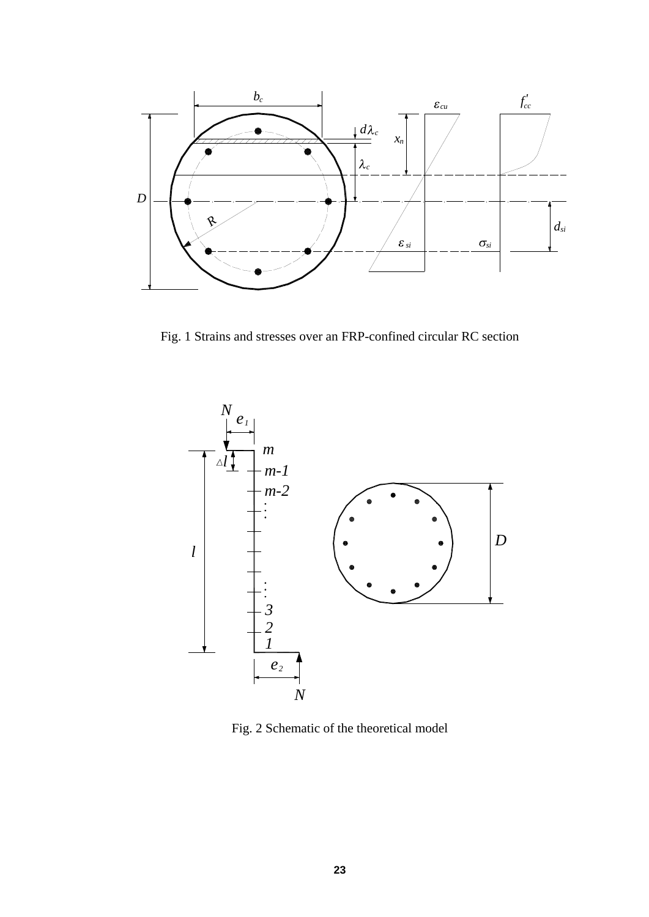Fig. 1 Strains and stresses over an FRP-confined circular RC section

Fig. 2 Schematic of the theoretical model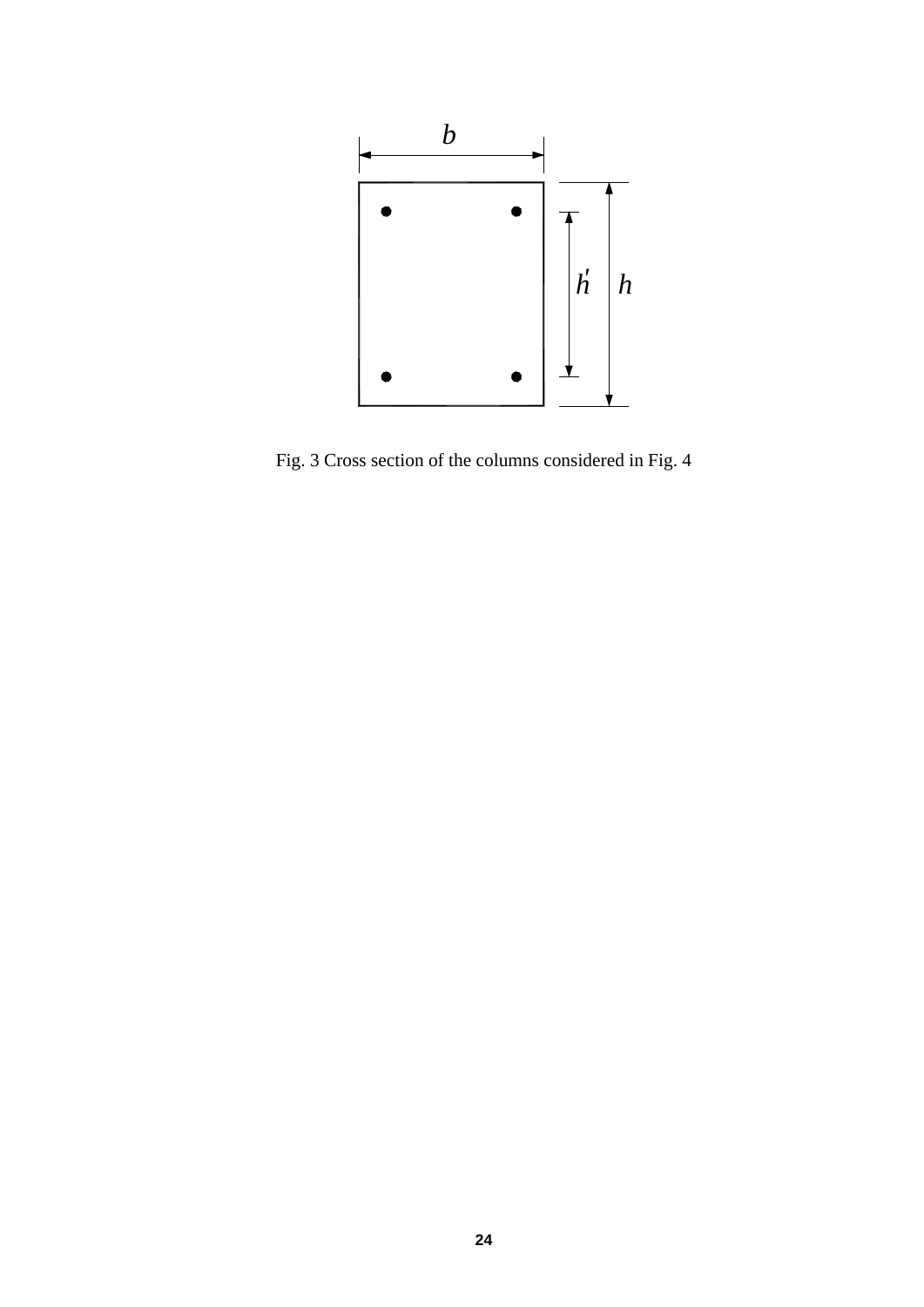Fig. 3 Cross section of the columns considered in Fig. 4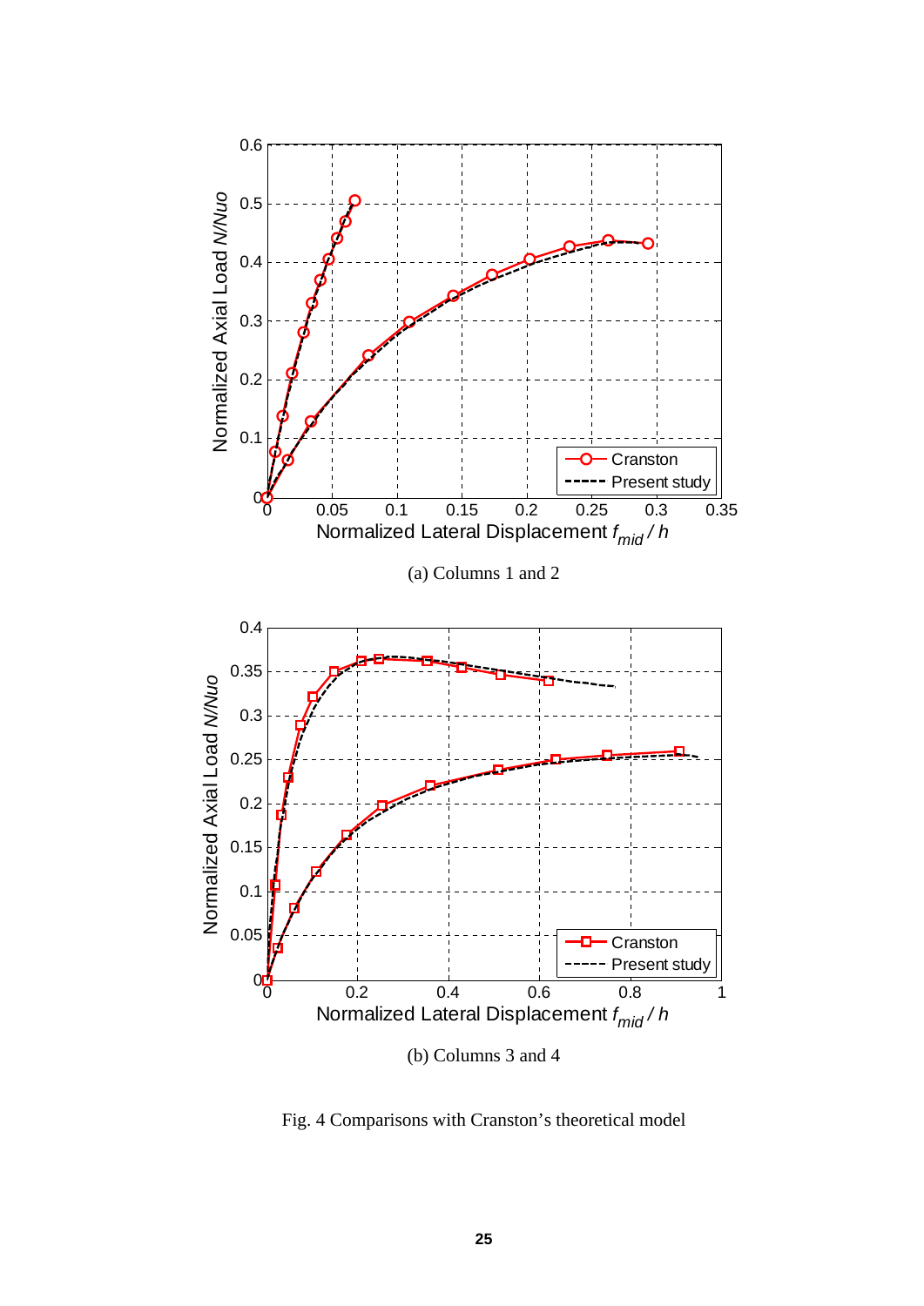(a) Columns 1 and 2

(b) Columns 3 and 4

Fig. 4 Comparisons with Cranston's theoretical model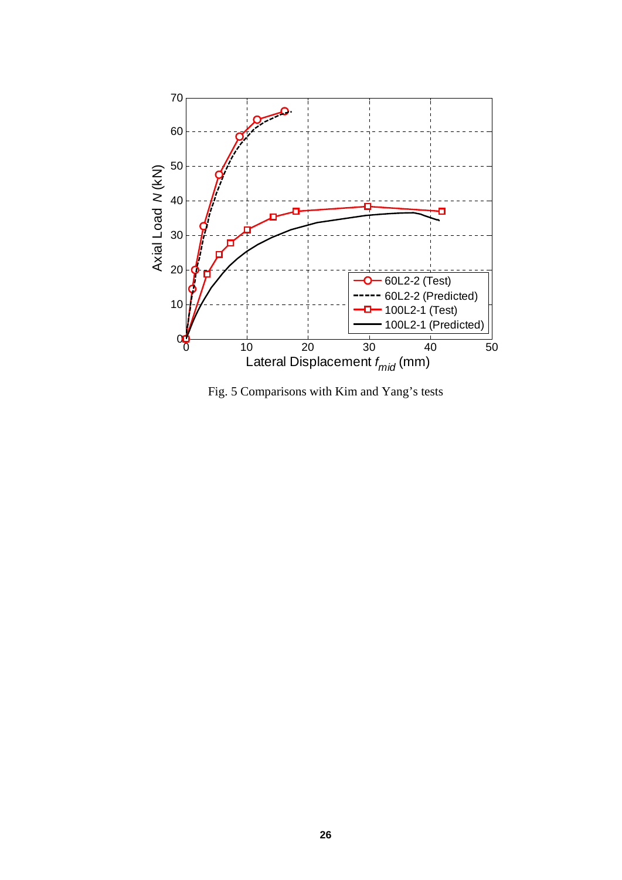Fig. 5 Comparisons with Kim and Yang's tests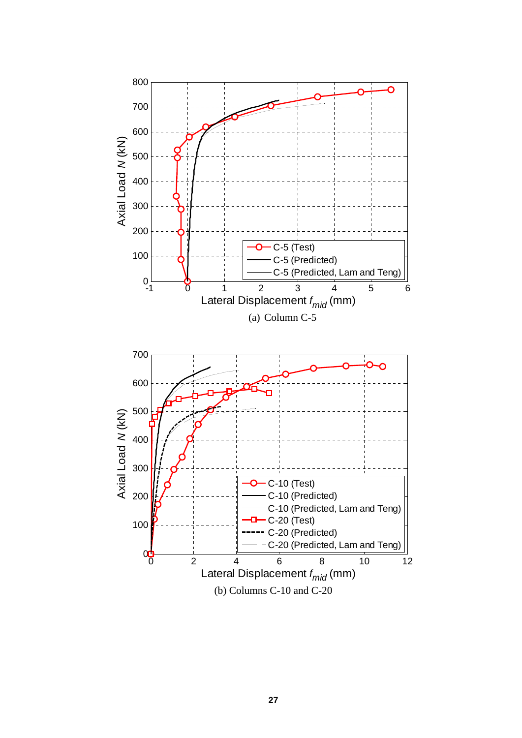(a) Column C-5

(b) Columns C-10 and C-20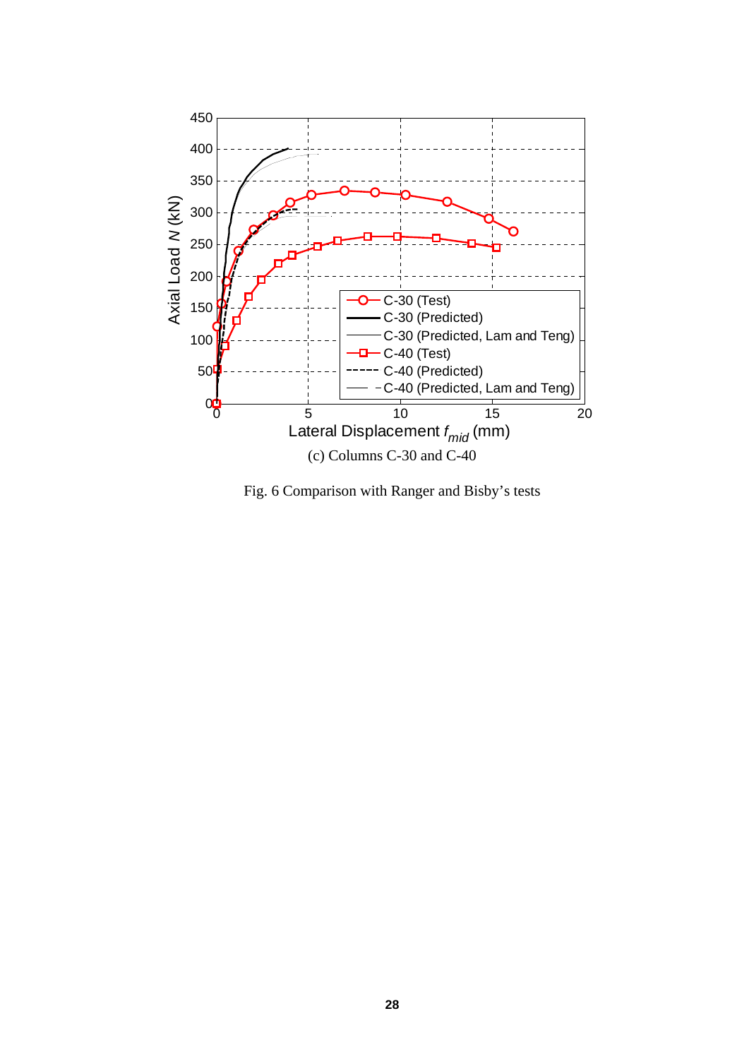(c) Columns C-30 and C-40

Fig. 6 Comparison with Ranger and Bisby's tests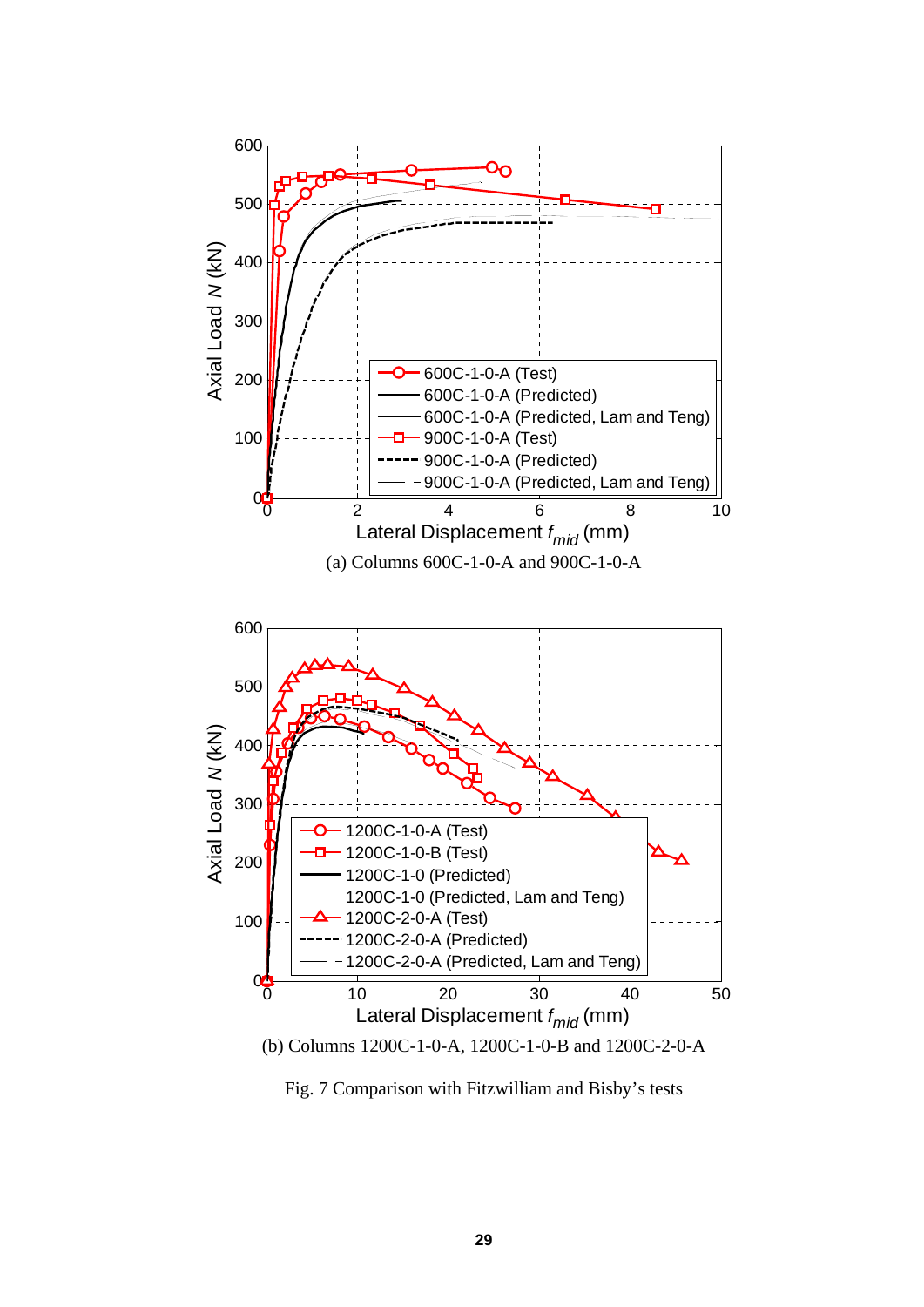(a) Columns 600C-1-0-A and 900C-1-0-A

(b) Columns 1200C-1-0-A, 1200C-1-0-B and 1200C-2-0-A

Fig. 7 Comparison with Fitzwilliam and Bisby's tests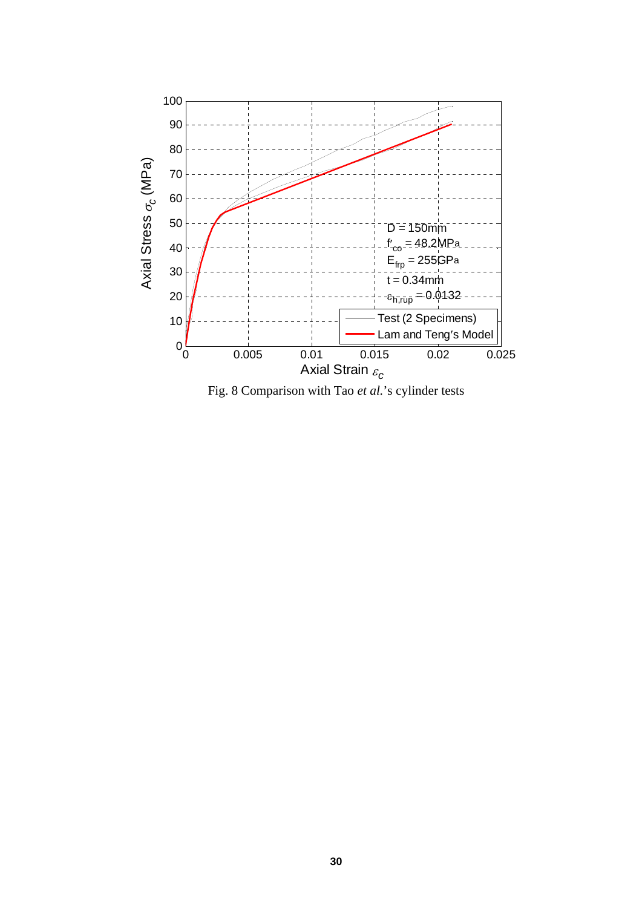Fig. 8 Comparison with Tao *et al.*'s cylinder tests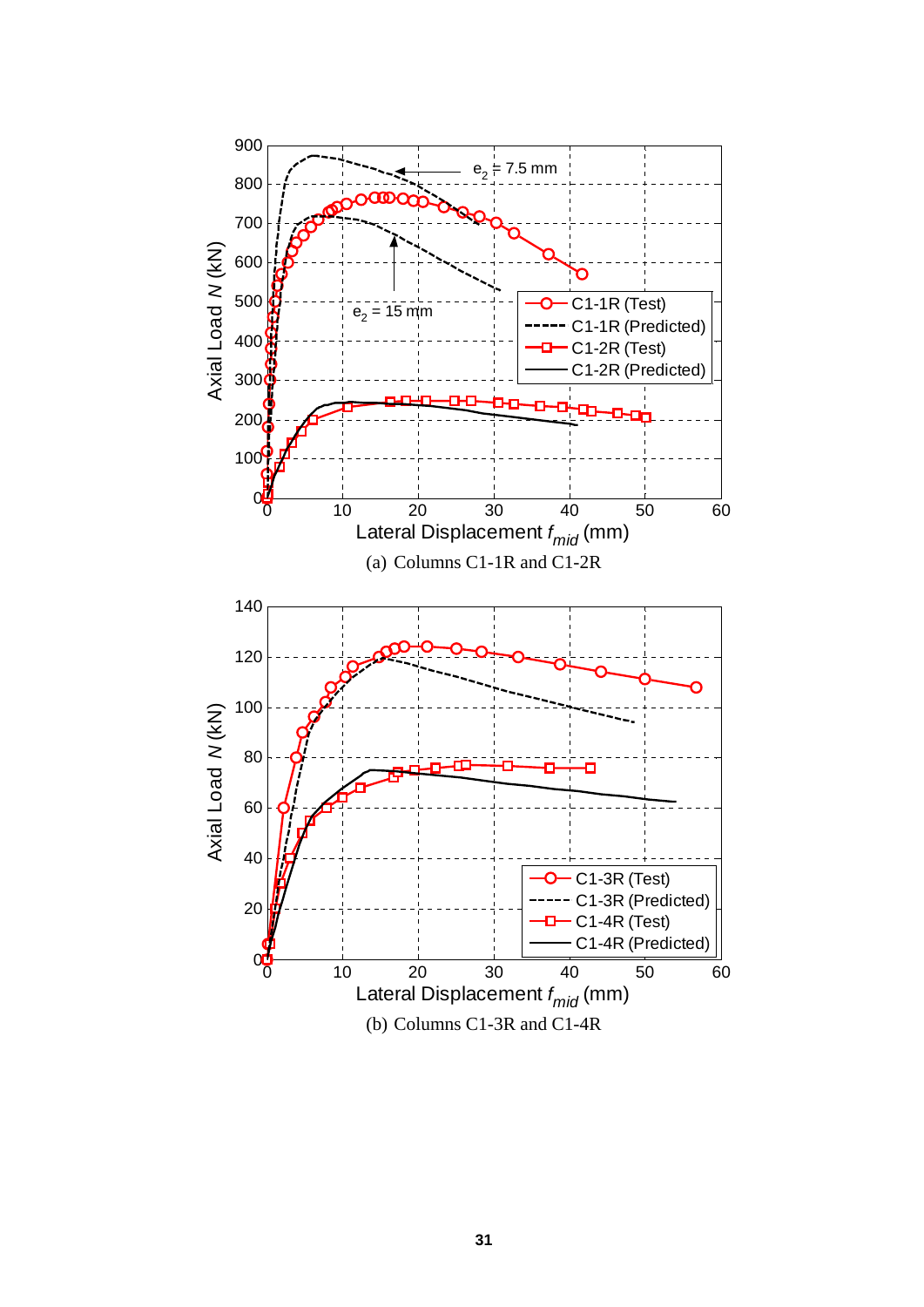(a) Columns C1-1R and C1-2R

(b) Columns C1-3R and C1-4R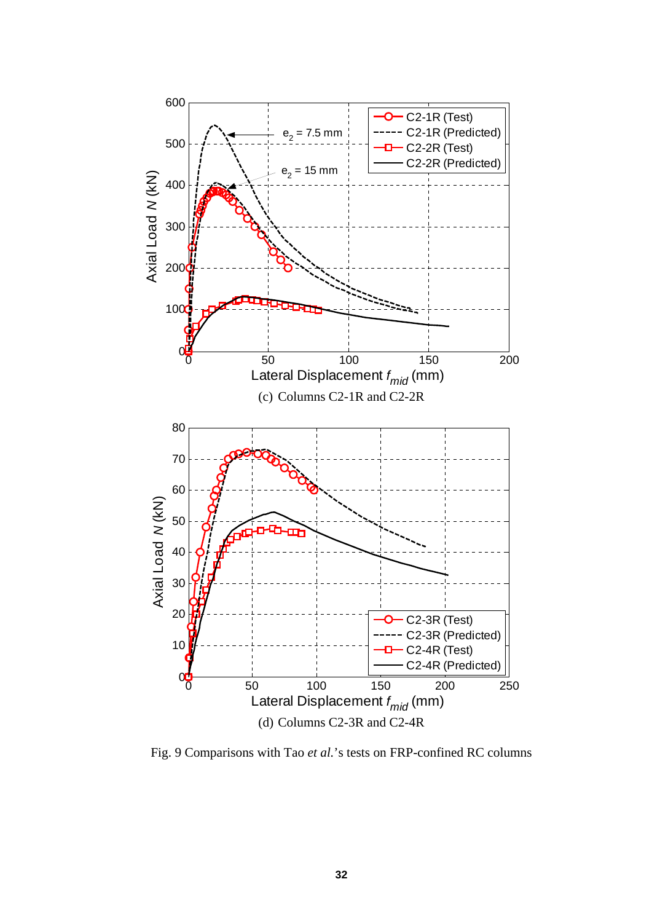600
500
400
300
200
100
0

Axial Load $N$ (kN)

0
50
100
150
200

Lateral Displacement $f_{mid}$ (mm)

$e_2$ = 7.5 mm

$e_2$ = 15 mm

C2-1R (Test)
C2-1R (Predicted)
C2-2R (Test)
C2-2R (Predicted)

(c) Columns C2-1R and C2-2R

80
70
60
50
40
30
20
10
0

Axial Load $N$ (kN)

0
50
100
150
200
250

Lateral Displacement $f_{mid}$ (mm)

C2-3R (Test)
C2-3R (Predicted)
C2-4R (Test)
C2-4R (Predicted)

(d) Columns C2-3R and C2-4R

Fig. 9 Comparisons with Tao *et al.*'s tests on FRP-confined RC columns